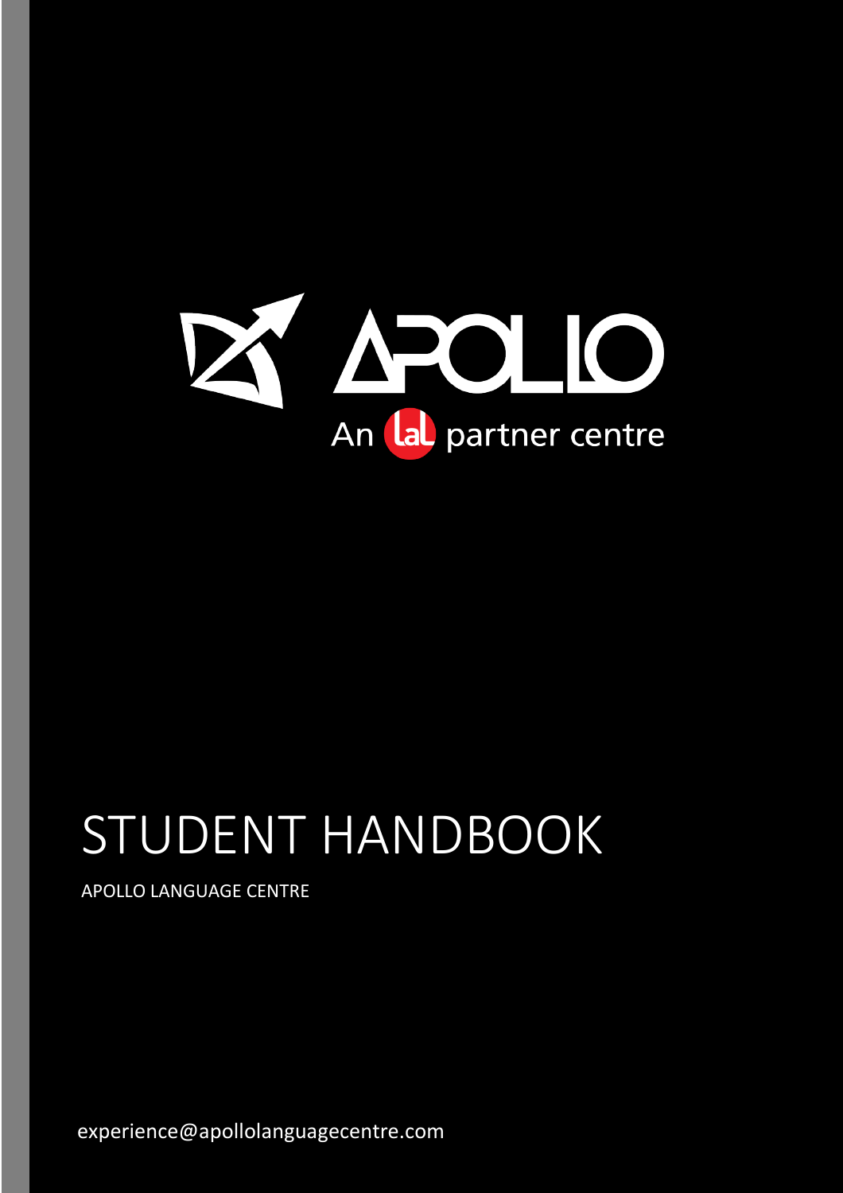APOLLO

An lal partner centre

# STUDENT HANDBOOK

APOLLO LANGUAGE CENTRE

experience@apollolanguagecentre.com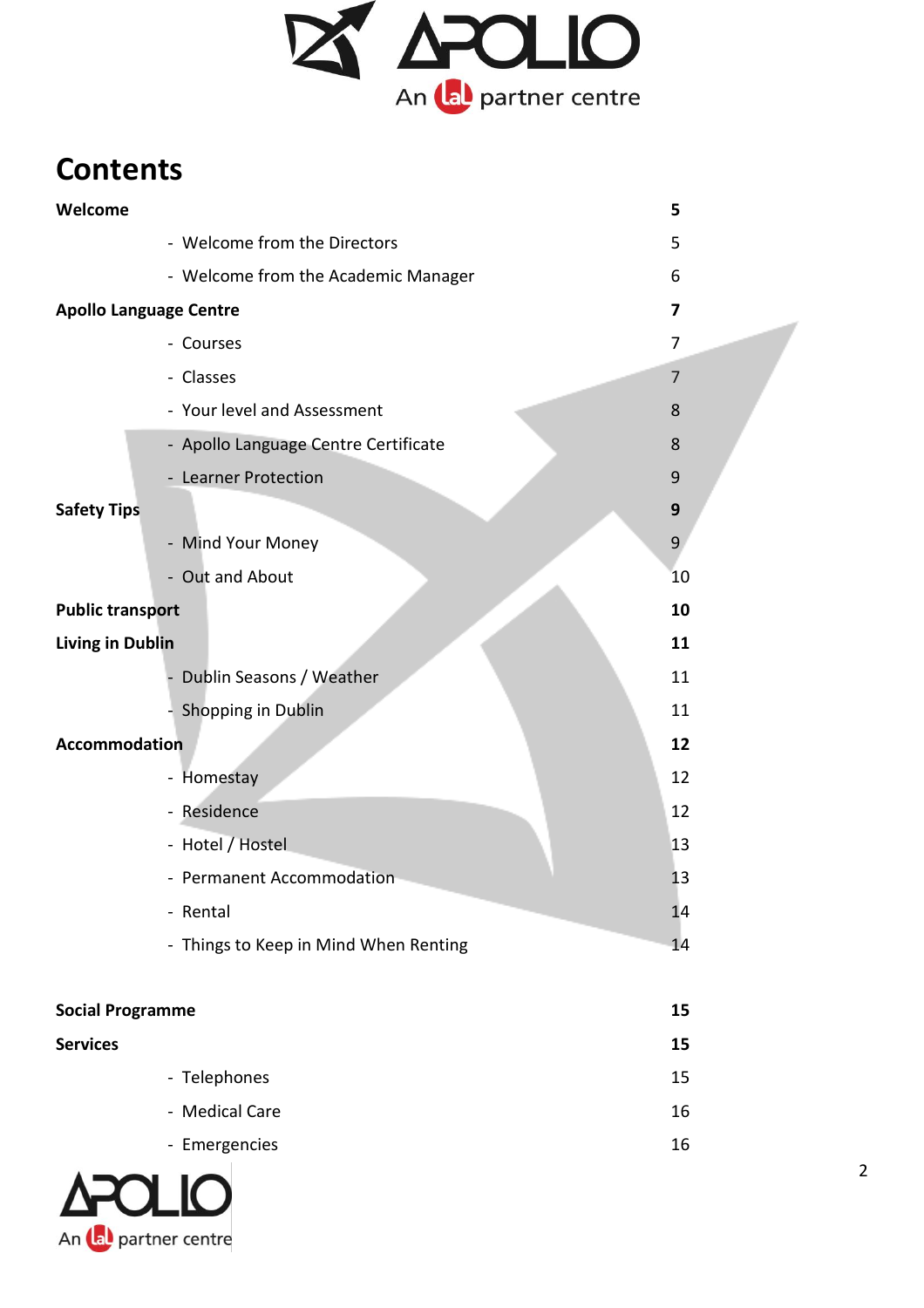# Contents

| | |
|---|---|
| **Welcome** | **5** |
| - Welcome from the Directors | 5 |
| - Welcome from the Academic Manager | 6 |
| **Apollo Language Centre** | **7** |
| - Courses | 7 |
| - Classes | 7 |
| - Your level and Assessment | 8 |
| - Apollo Language Centre Certificate | 8 |
| - Learner Protection | 9 |
| **Safety Tips** | **9** |
| - Mind Your Money | 9 |
| - Out and About | 10 |
| **Public transport** | **10** |
| **Living in Dublin** | **11** |
| - Dublin Seasons / Weather | 11 |
| - Shopping in Dublin | 11 |
| **Accommodation** | **12** |
| - Homestay | 12 |
| - Residence | 12 |
| - Hotel / Hostel | 13 |
| - Permanent Accommodation | 13 |
| - Rental | 14 |
| - Things to Keep in Mind When Renting | 14 |
| **Social Programme** | **15** |
| **Services** | **15** |
| - Telephones | 15 |
| - Medical Care | 16 |
| - Emergencies | 16 |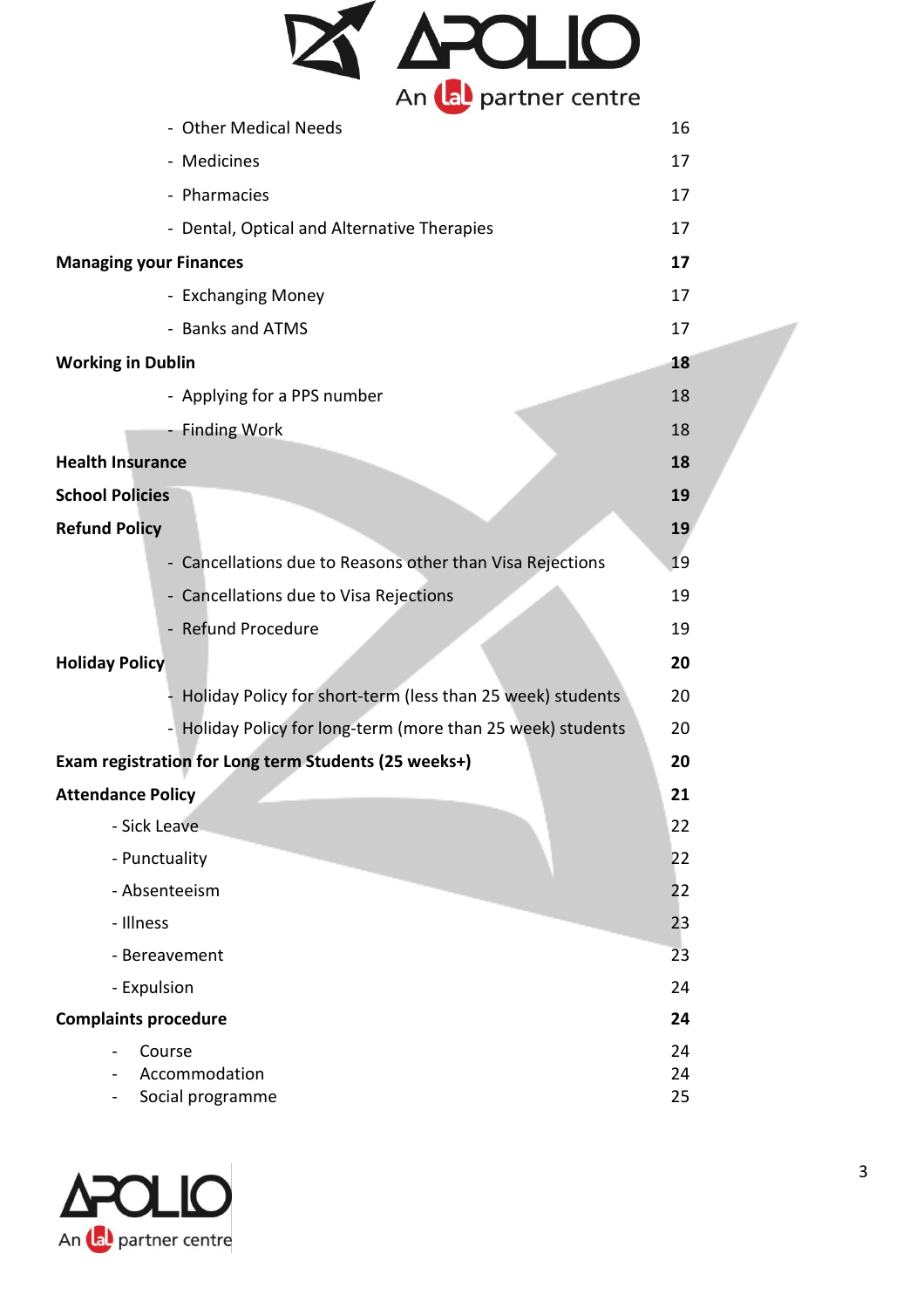| | |
|---|---|
| - Other Medical Needs | 16 |
| - Medicines | 17 |
| - Pharmacies | 17 |
| - Dental, Optical and Alternative Therapies | 17 |
| **Managing your Finances** | **17** |
| - Exchanging Money | 17 |
| - Banks and ATMS | 17 |
| **Working in Dublin** | **18** |
| - Applying for a PPS number | 18 |
| - Finding Work | 18 |
| **Health Insurance** | **18** |
| **School Policies** | **19** |
| **Refund Policy** | **19** |
| - Cancellations due to Reasons other than Visa Rejections | 19 |
| - Cancellations due to Visa Rejections | 19 |
| - Refund Procedure | 19 |
| **Holiday Policy** | **20** |
| - Holiday Policy for short-term (less than 25 week) students | 20 |
| - Holiday Policy for long-term (more than 25 week) students | 20 |
| **Exam registration for Long term Students (25 weeks+)** | **20** |
| **Attendance Policy** | **21** |
| - Sick Leave | 22 |
| - Punctuality | 22 |
| - Absenteeism | 22 |
| - Illness | 23 |
| - Bereavement | 23 |
| - Expulsion | 24 |
| **Complaints procedure** | **24** |
| - Course | 24 |
| - Accommodation | 24 |
| - Social programme | 25 |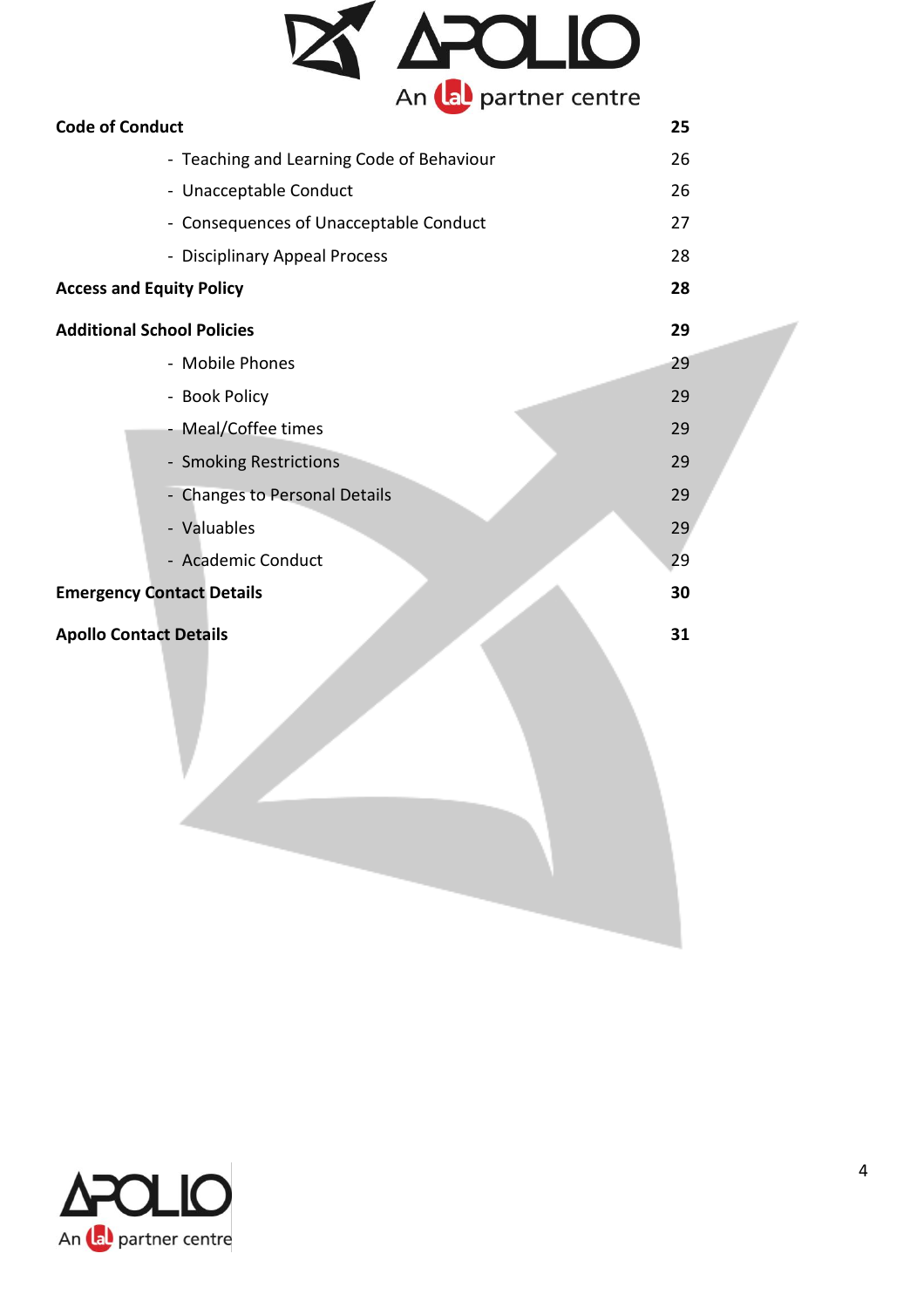| | |
|---|---|
| **Code of Conduct** | **25** |
| - Teaching and Learning Code of Behaviour | 26 |
| - Unacceptable Conduct | 26 |
| - Consequences of Unacceptable Conduct | 27 |
| - Disciplinary Appeal Process | 28 |
| **Access and Equity Policy** | **28** |
| **Additional School Policies** | **29** |
| - Mobile Phones | 29 |
| - Book Policy | 29 |
| - Meal/Coffee times | 29 |
| - Smoking Restrictions | 29 |
| - Changes to Personal Details | 29 |
| - Valuables | 29 |
| - Academic Conduct | 29 |
| **Emergency Contact Details** | **30** |
| **Apollo Contact Details** | **31** |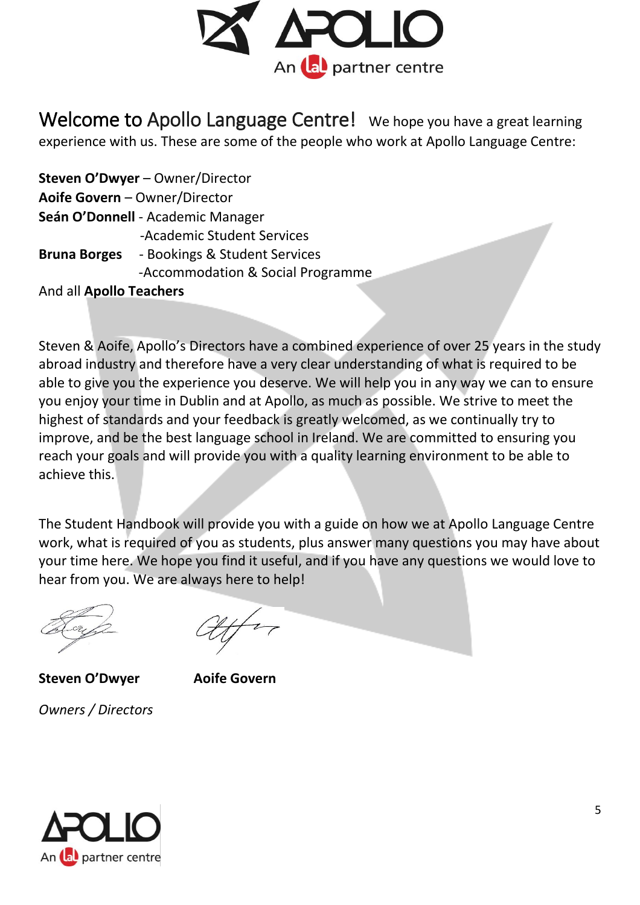# Welcome to Apollo Language Centre!

We hope you have a great learning experience with us. These are some of the people who work at Apollo Language Centre:

**Steven O'Dwyer** – Owner/Director
**Aoife Govern** – Owner/Director
**Seán O'Donnell** - Academic Manager
-Academic Student Services
**Bruna Borges** - Bookings & Student Services
-Accommodation & Social Programme
And all **Apollo Teachers**

Steven & Aoife, Apollo's Directors have a combined experience of over 25 years in the study abroad industry and therefore have a very clear understanding of what is required to be able to give you the experience you deserve. We will help you in any way we can to ensure you enjoy your time in Dublin and at Apollo, as much as possible. We strive to meet the highest of standards and your feedback is greatly welcomed, as we continually try to improve, and be the best language school in Ireland. We are committed to ensuring you reach your goals and will provide you with a quality learning environment to be able to achieve this.

The Student Handbook will provide you with a guide on how we at Apollo Language Centre work, what is required of you as students, plus answer many questions you may have about your time here. We hope you find it useful, and if you have any questions we would love to hear from you. We are always here to help!

**Steven O'Dwyer** **Aoife Govern**

*Owners / Directors*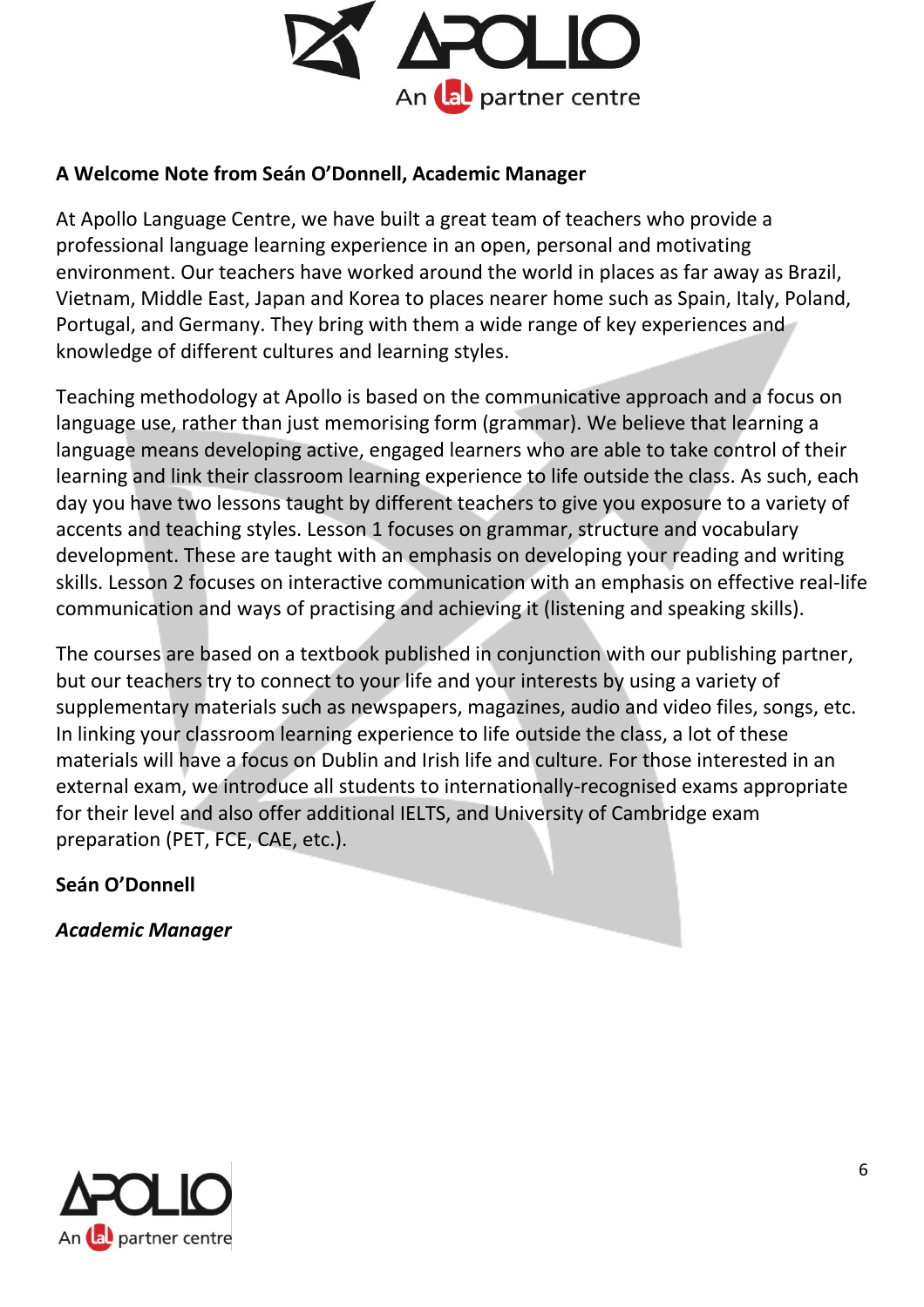**A Welcome Note from Seán O'Donnell, Academic Manager**

At Apollo Language Centre, we have built a great team of teachers who provide a professional language learning experience in an open, personal and motivating environment. Our teachers have worked around the world in places as far away as Brazil, Vietnam, Middle East, Japan and Korea to places nearer home such as Spain, Italy, Poland, Portugal, and Germany. They bring with them a wide range of key experiences and knowledge of different cultures and learning styles.

Teaching methodology at Apollo is based on the communicative approach and a focus on language use, rather than just memorising form (grammar). We believe that learning a language means developing active, engaged learners who are able to take control of their learning and link their classroom learning experience to life outside the class. As such, each day you have two lessons taught by different teachers to give you exposure to a variety of accents and teaching styles. Lesson 1 focuses on grammar, structure and vocabulary development. These are taught with an emphasis on developing your reading and writing skills. Lesson 2 focuses on interactive communication with an emphasis on effective real-life communication and ways of practising and achieving it (listening and speaking skills).

The courses are based on a textbook published in conjunction with our publishing partner, but our teachers try to connect to your life and your interests by using a variety of supplementary materials such as newspapers, magazines, audio and video files, songs, etc. In linking your classroom learning experience to life outside the class, a lot of these materials will have a focus on Dublin and Irish life and culture. For those interested in an external exam, we introduce all students to internationally-recognised exams appropriate for their level and also offer additional IELTS, and University of Cambridge exam preparation (PET, FCE, CAE, etc.).

**Seán O'Donnell**

***Academic Manager***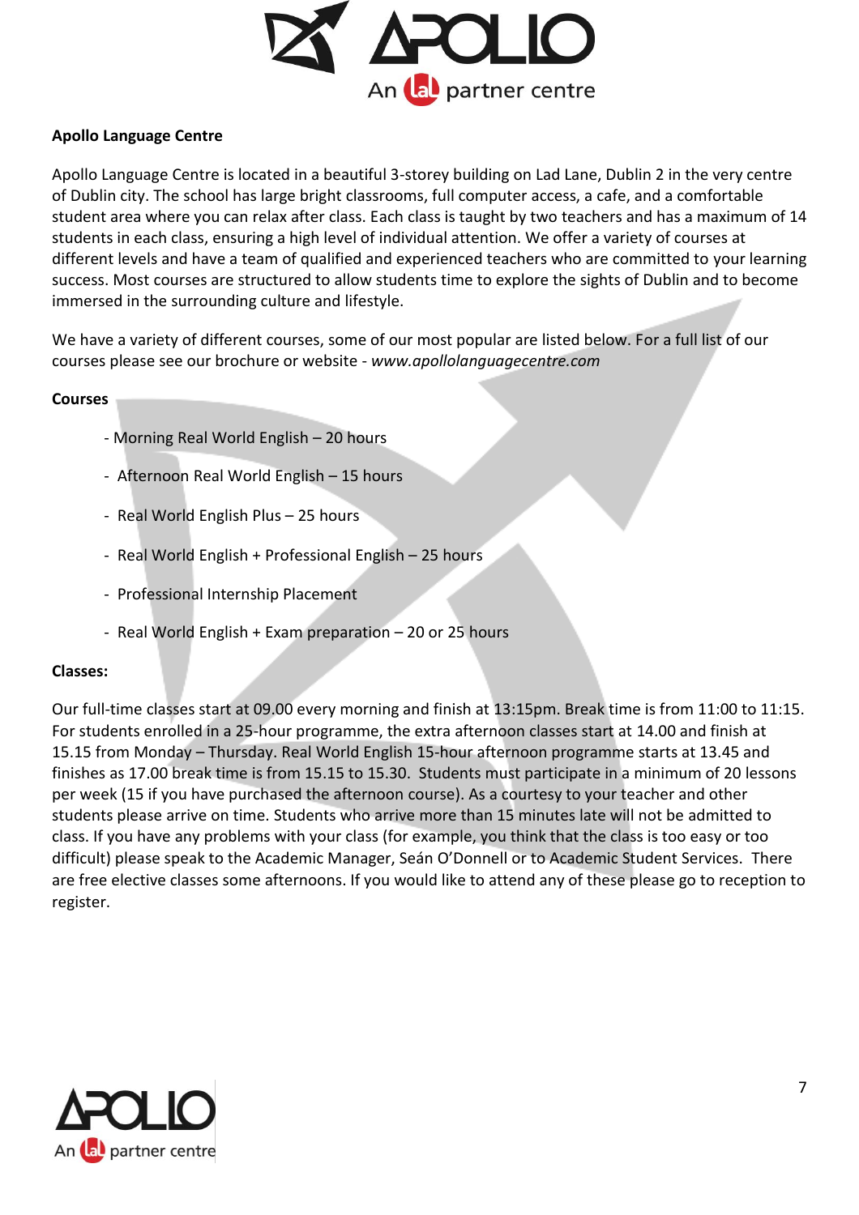**Apollo Language Centre**

Apollo Language Centre is located in a beautiful 3-storey building on Lad Lane, Dublin 2 in the very centre of Dublin city. The school has large bright classrooms, full computer access, a cafe, and a comfortable student area where you can relax after class. Each class is taught by two teachers and has a maximum of 14 students in each class, ensuring a high level of individual attention. We offer a variety of courses at different levels and have a team of qualified and experienced teachers who are committed to your learning success. Most courses are structured to allow students time to explore the sights of Dublin and to become immersed in the surrounding culture and lifestyle.

We have a variety of different courses, some of our most popular are listed below. For a full list of our courses please see our brochure or website - *www.apollolanguagecentre.com*

**Courses**

- Morning Real World English – 20 hours
- Afternoon Real World English – 15 hours
- Real World English Plus – 25 hours
- Real World English + Professional English – 25 hours
- Professional Internship Placement
- Real World English + Exam preparation – 20 or 25 hours

**Classes:**

Our full-time classes start at 09.00 every morning and finish at 13:15pm. Break time is from 11:00 to 11:15. For students enrolled in a 25-hour programme, the extra afternoon classes start at 14.00 and finish at 15.15 from Monday – Thursday. Real World English 15-hour afternoon programme starts at 13.45 and finishes as 17.00 break time is from 15.15 to 15.30. Students must participate in a minimum of 20 lessons per week (15 if you have purchased the afternoon course). As a courtesy to your teacher and other students please arrive on time. Students who arrive more than 15 minutes late will not be admitted to class. If you have any problems with your class (for example, you think that the class is too easy or too difficult) please speak to the Academic Manager, Seán O'Donnell or to Academic Student Services. There are free elective classes some afternoons. If you would like to attend any of these please go to reception to register.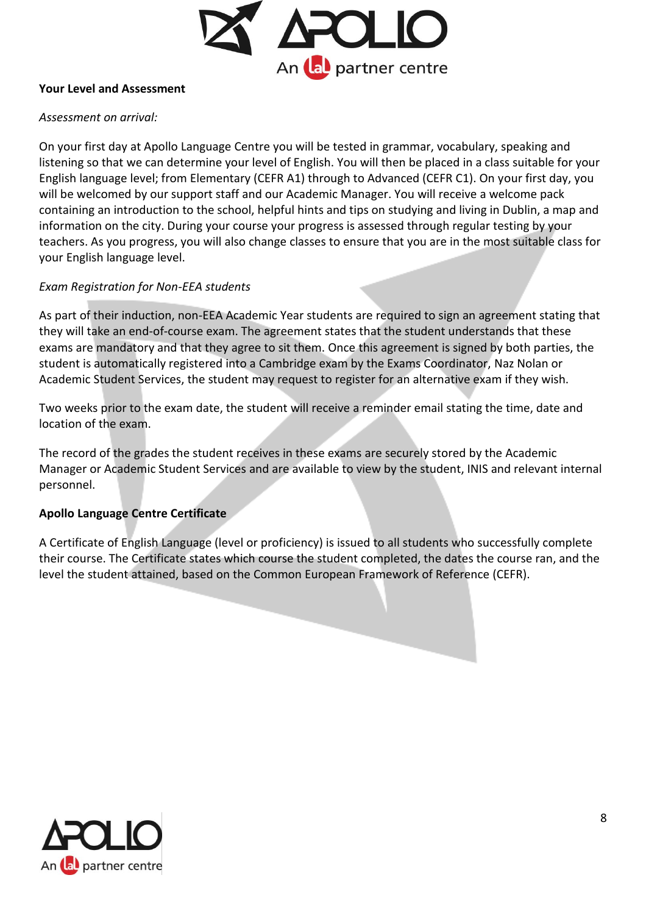**Your Level and Assessment**

*Assessment on arrival:*

On your first day at Apollo Language Centre you will be tested in grammar, vocabulary, speaking and listening so that we can determine your level of English. You will then be placed in a class suitable for your English language level; from Elementary (CEFR A1) through to Advanced (CEFR C1). On your first day, you will be welcomed by our support staff and our Academic Manager. You will receive a welcome pack containing an introduction to the school, helpful hints and tips on studying and living in Dublin, a map and information on the city. During your course your progress is assessed through regular testing by your teachers. As you progress, you will also change classes to ensure that you are in the most suitable class for your English language level.

*Exam Registration for Non-EEA students*

As part of their induction, non-EEA Academic Year students are required to sign an agreement stating that they will take an end-of-course exam. The agreement states that the student understands that these exams are mandatory and that they agree to sit them. Once this agreement is signed by both parties, the student is automatically registered into a Cambridge exam by the Exams Coordinator, Naz Nolan or Academic Student Services, the student may request to register for an alternative exam if they wish.

Two weeks prior to the exam date, the student will receive a reminder email stating the time, date and location of the exam.

The record of the grades the student receives in these exams are securely stored by the Academic Manager or Academic Student Services and are available to view by the student, INIS and relevant internal personnel.

**Apollo Language Centre Certificate**

A Certificate of English Language (level or proficiency) is issued to all students who successfully complete their course. The Certificate states which course the student completed, the dates the course ran, and the level the student attained, based on the Common European Framework of Reference (CEFR).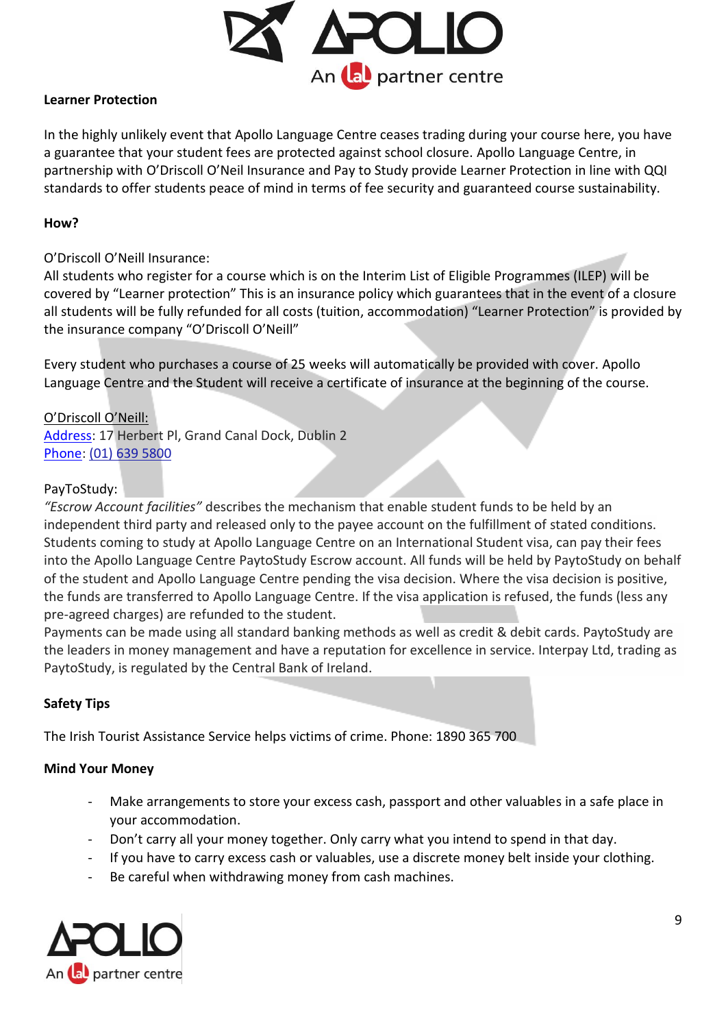**Learner Protection**

In the highly unlikely event that Apollo Language Centre ceases trading during your course here, you have a guarantee that your student fees are protected against school closure. Apollo Language Centre, in partnership with O'Driscoll O'Neil Insurance and Pay to Study provide Learner Protection in line with QQI standards to offer students peace of mind in terms of fee security and guaranteed course sustainability.

**How?**

O'Driscoll O'Neill Insurance:
All students who register for a course which is on the Interim List of Eligible Programmes (ILEP) will be covered by "Learner protection" This is an insurance policy which guarantees that in the event of a closure all students will be fully refunded for all costs (tuition, accommodation) "Learner Protection" is provided by the insurance company "O'Driscoll O'Neill"

Every student who purchases a course of 25 weeks will automatically be provided with cover. Apollo Language Centre and the Student will receive a certificate of insurance at the beginning of the course.

O'Driscoll O'Neill:
Address: 17 Herbert Pl, Grand Canal Dock, Dublin 2
Phone: (01) 639 5800

PayToStudy:
*"Escrow Account facilities"* describes the mechanism that enable student funds to be held by an independent third party and released only to the payee account on the fulfillment of stated conditions. Students coming to study at Apollo Language Centre on an International Student visa, can pay their fees into the Apollo Language Centre PaytoStudy Escrow account. All funds will be held by PaytoStudy on behalf of the student and Apollo Language Centre pending the visa decision. Where the visa decision is positive, the funds are transferred to Apollo Language Centre. If the visa application is refused, the funds (less any pre-agreed charges) are refunded to the student.
Payments can be made using all standard banking methods as well as credit & debit cards. PaytoStudy are the leaders in money management and have a reputation for excellence in service. Interpay Ltd, trading as PaytoStudy, is regulated by the Central Bank of Ireland.

**Safety Tips**

The Irish Tourist Assistance Service helps victims of crime. Phone: 1890 365 700

**Mind Your Money**

- Make arrangements to store your excess cash, passport and other valuables in a safe place in your accommodation.
- Don't carry all your money together. Only carry what you intend to spend in that day.
- If you have to carry excess cash or valuables, use a discrete money belt inside your clothing.
- Be careful when withdrawing money from cash machines.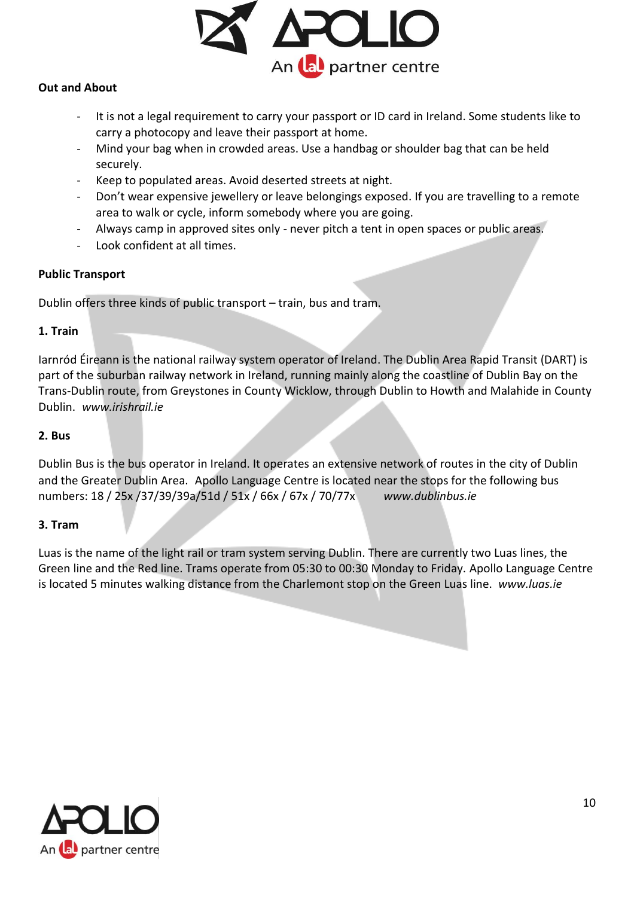**Out and About**

- It is not a legal requirement to carry your passport or ID card in Ireland. Some students like to carry a photocopy and leave their passport at home.
- Mind your bag when in crowded areas. Use a handbag or shoulder bag that can be held securely.
- Keep to populated areas. Avoid deserted streets at night.
- Don't wear expensive jewellery or leave belongings exposed. If you are travelling to a remote area to walk or cycle, inform somebody where you are going.
- Always camp in approved sites only - never pitch a tent in open spaces or public areas.
- Look confident at all times.

**Public Transport**

Dublin offers three kinds of public transport – train, bus and tram.

**1. Train**

Iarnród Éireann is the national railway system operator of Ireland. The Dublin Area Rapid Transit (DART) is part of the suburban railway network in Ireland, running mainly along the coastline of Dublin Bay on the Trans-Dublin route, from Greystones in County Wicklow, through Dublin to Howth and Malahide in County Dublin. *www.irishrail.ie*

**2. Bus**

Dublin Bus is the bus operator in Ireland. It operates an extensive network of routes in the city of Dublin and the Greater Dublin Area. Apollo Language Centre is located near the stops for the following bus numbers: 18 / 25x /37/39/39a/51d / 51x / 66x / 67x / 70/77x *www.dublinbus.ie*

**3. Tram**

Luas is the name of the light rail or tram system serving Dublin. There are currently two Luas lines, the Green line and the Red line. Trams operate from 05:30 to 00:30 Monday to Friday. Apollo Language Centre is located 5 minutes walking distance from the Charlemont stop on the Green Luas line. *www.luas.ie*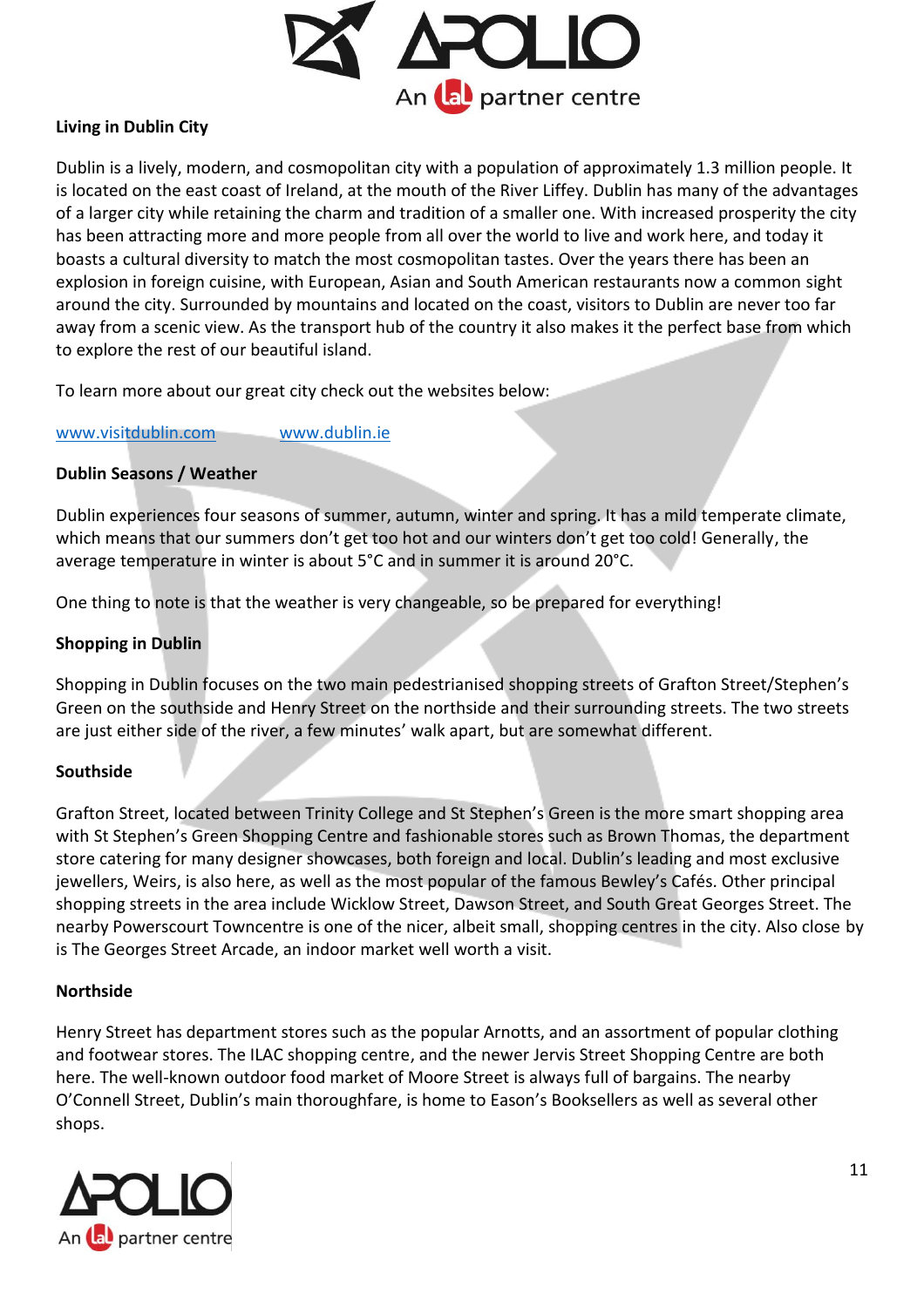**Living in Dublin City**

Dublin is a lively, modern, and cosmopolitan city with a population of approximately 1.3 million people. It is located on the east coast of Ireland, at the mouth of the River Liffey. Dublin has many of the advantages of a larger city while retaining the charm and tradition of a smaller one. With increased prosperity the city has been attracting more and more people from all over the world to live and work here, and today it boasts a cultural diversity to match the most cosmopolitan tastes. Over the years there has been an explosion in foreign cuisine, with European, Asian and South American restaurants now a common sight around the city. Surrounded by mountains and located on the coast, visitors to Dublin are never too far away from a scenic view. As the transport hub of the country it also makes it the perfect base from which to explore the rest of our beautiful island.

To learn more about our great city check out the websites below:

[www.visitdublin.com](http://www.visitdublin.com) [www.dublin.ie](http://www.dublin.ie)

**Dublin Seasons / Weather**

Dublin experiences four seasons of summer, autumn, winter and spring. It has a mild temperate climate, which means that our summers don't get too hot and our winters don't get too cold! Generally, the average temperature in winter is about 5°C and in summer it is around 20°C.

One thing to note is that the weather is very changeable, so be prepared for everything!

**Shopping in Dublin**

Shopping in Dublin focuses on the two main pedestrianised shopping streets of Grafton Street/Stephen's Green on the southside and Henry Street on the northside and their surrounding streets. The two streets are just either side of the river, a few minutes' walk apart, but are somewhat different.

**Southside**

Grafton Street, located between Trinity College and St Stephen's Green is the more smart shopping area with St Stephen's Green Shopping Centre and fashionable stores such as Brown Thomas, the department store catering for many designer showcases, both foreign and local. Dublin's leading and most exclusive jewellers, Weirs, is also here, as well as the most popular of the famous Bewley's Cafés. Other principal shopping streets in the area include Wicklow Street, Dawson Street, and South Great Georges Street. The nearby Powerscourt Towncentre is one of the nicer, albeit small, shopping centres in the city. Also close by is The Georges Street Arcade, an indoor market well worth a visit.

**Northside**

Henry Street has department stores such as the popular Arnotts, and an assortment of popular clothing and footwear stores. The ILAC shopping centre, and the newer Jervis Street Shopping Centre are both here. The well-known outdoor food market of Moore Street is always full of bargains. The nearby O'Connell Street, Dublin's main thoroughfare, is home to Eason's Booksellers as well as several other shops.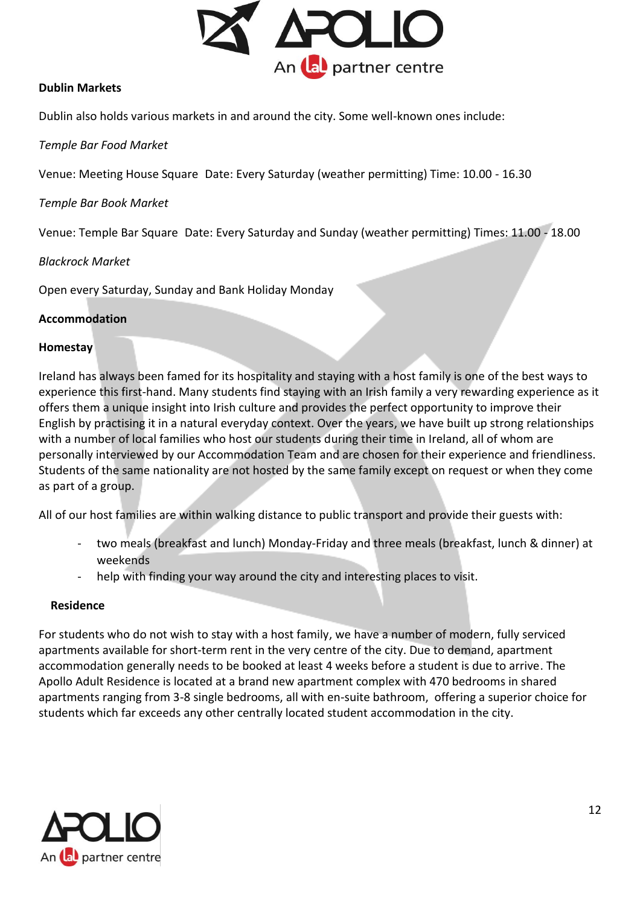**Dublin Markets**

Dublin also holds various markets in and around the city. Some well-known ones include:

*Temple Bar Food Market*

Venue: Meeting House Square  Date: Every Saturday (weather permitting) Time: 10.00 - 16.30

*Temple Bar Book Market*

Venue: Temple Bar Square  Date: Every Saturday and Sunday (weather permitting) Times: 11.00 - 18.00

*Blackrock Market*

Open every Saturday, Sunday and Bank Holiday Monday

**Accommodation**

**Homestay**

Ireland has always been famed for its hospitality and staying with a host family is one of the best ways to experience this first-hand. Many students find staying with an Irish family a very rewarding experience as it offers them a unique insight into Irish culture and provides the perfect opportunity to improve their English by practising it in a natural everyday context. Over the years, we have built up strong relationships with a number of local families who host our students during their time in Ireland, all of whom are personally interviewed by our Accommodation Team and are chosen for their experience and friendliness. Students of the same nationality are not hosted by the same family except on request or when they come as part of a group.

All of our host families are within walking distance to public transport and provide their guests with:

- two meals (breakfast and lunch) Monday-Friday and three meals (breakfast, lunch & dinner) at weekends
- help with finding your way around the city and interesting places to visit.

**Residence**

For students who do not wish to stay with a host family, we have a number of modern, fully serviced apartments available for short-term rent in the very centre of the city. Due to demand, apartment accommodation generally needs to be booked at least 4 weeks before a student is due to arrive. The Apollo Adult Residence is located at a brand new apartment complex with 470 bedrooms in shared apartments ranging from 3-8 single bedrooms, all with en-suite bathroom,  offering a superior choice for students which far exceeds any other centrally located student accommodation in the city.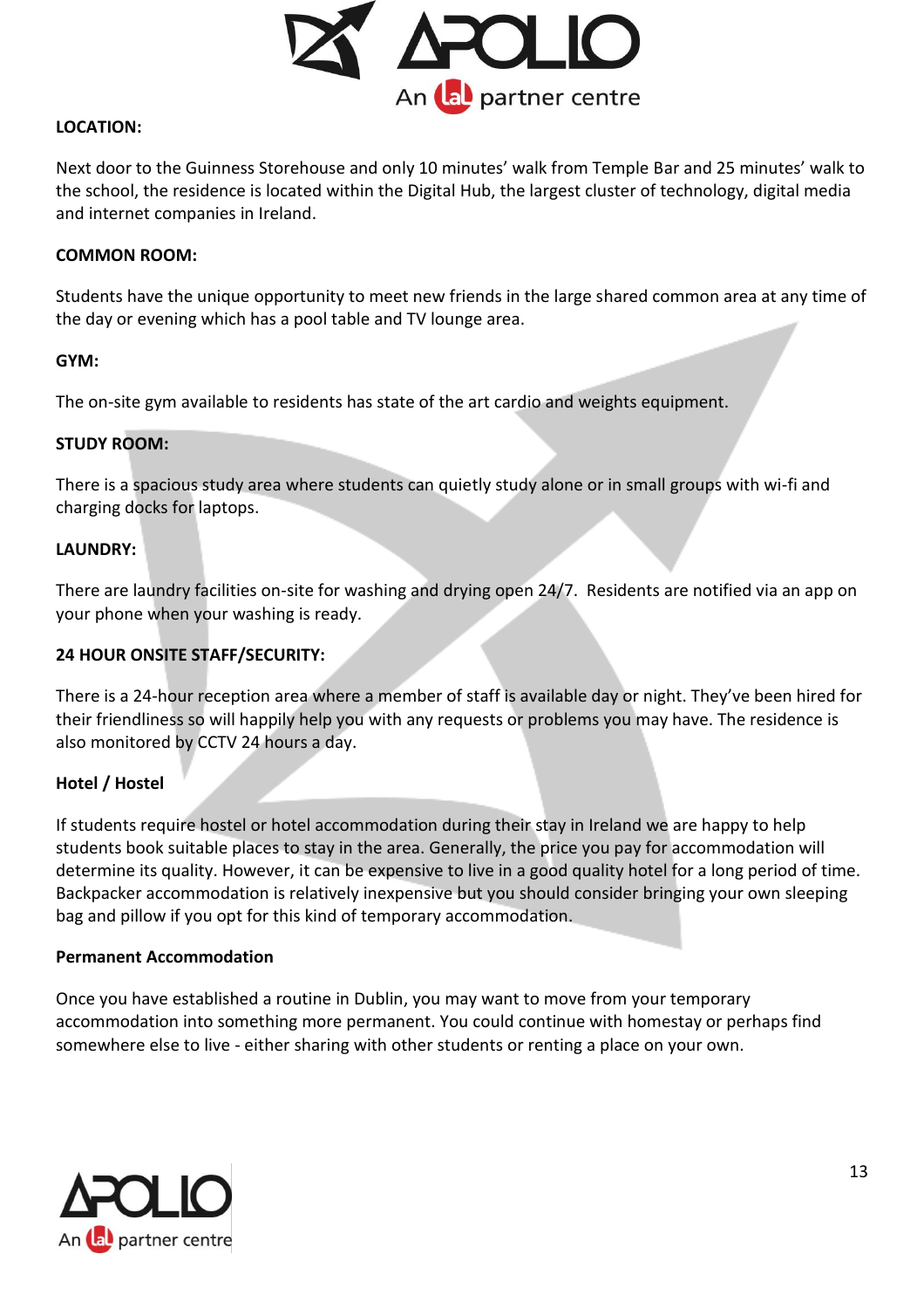**LOCATION:**

Next door to the Guinness Storehouse and only 10 minutes' walk from Temple Bar and 25 minutes' walk to the school, the residence is located within the Digital Hub, the largest cluster of technology, digital media and internet companies in Ireland.

**COMMON ROOM:**

Students have the unique opportunity to meet new friends in the large shared common area at any time of the day or evening which has a pool table and TV lounge area.

**GYM:**

The on-site gym available to residents has state of the art cardio and weights equipment.

**STUDY ROOM:**

There is a spacious study area where students can quietly study alone or in small groups with wi-fi and charging docks for laptops.

**LAUNDRY:**

There are laundry facilities on-site for washing and drying open 24/7. Residents are notified via an app on your phone when your washing is ready.

**24 HOUR ONSITE STAFF/SECURITY:**

There is a 24-hour reception area where a member of staff is available day or night. They've been hired for their friendliness so will happily help you with any requests or problems you may have. The residence is also monitored by CCTV 24 hours a day.

**Hotel / Hostel**

If students require hostel or hotel accommodation during their stay in Ireland we are happy to help students book suitable places to stay in the area. Generally, the price you pay for accommodation will determine its quality. However, it can be expensive to live in a good quality hotel for a long period of time. Backpacker accommodation is relatively inexpensive but you should consider bringing your own sleeping bag and pillow if you opt for this kind of temporary accommodation.

**Permanent Accommodation**

Once you have established a routine in Dublin, you may want to move from your temporary accommodation into something more permanent. You could continue with homestay or perhaps find somewhere else to live - either sharing with other students or renting a place on your own.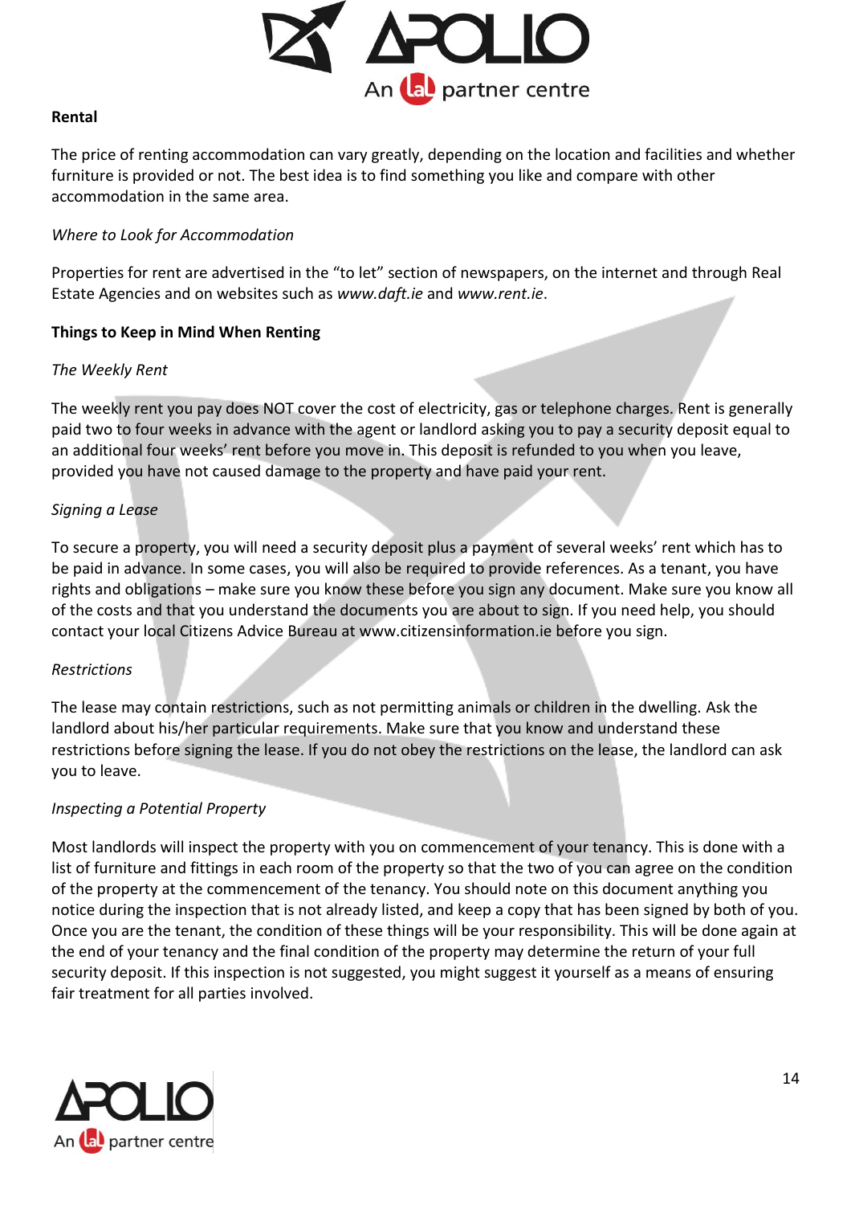**Rental**

The price of renting accommodation can vary greatly, depending on the location and facilities and whether furniture is provided or not. The best idea is to find something you like and compare with other accommodation in the same area.

*Where to Look for Accommodation*

Properties for rent are advertised in the "to let" section of newspapers, on the internet and through Real Estate Agencies and on websites such as *www.daft.ie* and *www.rent.ie*.

**Things to Keep in Mind When Renting**

*The Weekly Rent*

The weekly rent you pay does NOT cover the cost of electricity, gas or telephone charges. Rent is generally paid two to four weeks in advance with the agent or landlord asking you to pay a security deposit equal to an additional four weeks' rent before you move in. This deposit is refunded to you when you leave, provided you have not caused damage to the property and have paid your rent.

*Signing a Lease*

To secure a property, you will need a security deposit plus a payment of several weeks' rent which has to be paid in advance. In some cases, you will also be required to provide references. As a tenant, you have rights and obligations – make sure you know these before you sign any document. Make sure you know all of the costs and that you understand the documents you are about to sign. If you need help, you should contact your local Citizens Advice Bureau at www.citizensinformation.ie before you sign.

*Restrictions*

The lease may contain restrictions, such as not permitting animals or children in the dwelling. Ask the landlord about his/her particular requirements. Make sure that you know and understand these restrictions before signing the lease. If you do not obey the restrictions on the lease, the landlord can ask you to leave.

*Inspecting a Potential Property*

Most landlords will inspect the property with you on commencement of your tenancy. This is done with a list of furniture and fittings in each room of the property so that the two of you can agree on the condition of the property at the commencement of the tenancy. You should note on this document anything you notice during the inspection that is not already listed, and keep a copy that has been signed by both of you. Once you are the tenant, the condition of these things will be your responsibility. This will be done again at the end of your tenancy and the final condition of the property may determine the return of your full security deposit. If this inspection is not suggested, you might suggest it yourself as a means of ensuring fair treatment for all parties involved.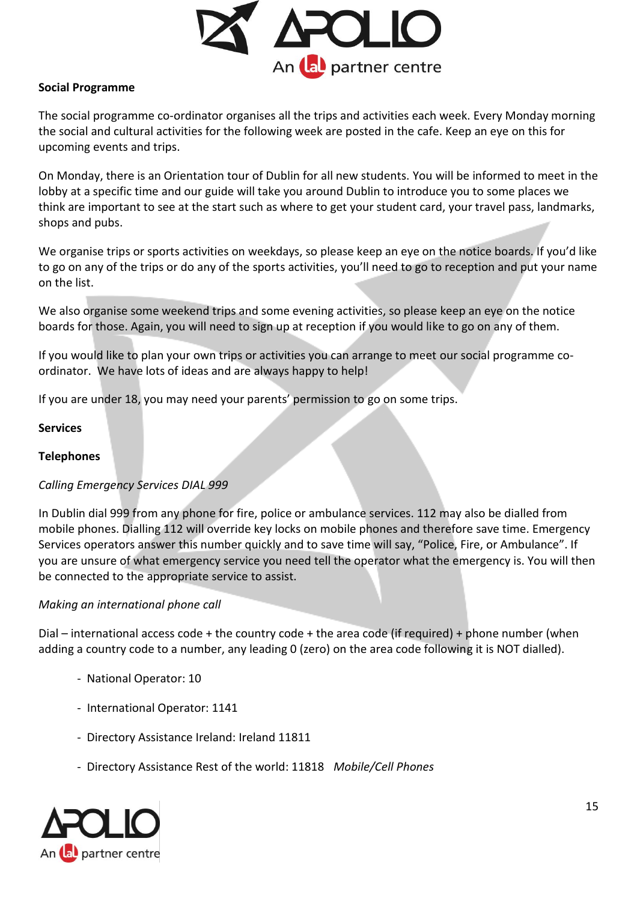**Social Programme**

The social programme co-ordinator organises all the trips and activities each week. Every Monday morning the social and cultural activities for the following week are posted in the cafe. Keep an eye on this for upcoming events and trips.

On Monday, there is an Orientation tour of Dublin for all new students. You will be informed to meet in the lobby at a specific time and our guide will take you around Dublin to introduce you to some places we think are important to see at the start such as where to get your student card, your travel pass, landmarks, shops and pubs.

We organise trips or sports activities on weekdays, so please keep an eye on the notice boards. If you'd like to go on any of the trips or do any of the sports activities, you'll need to go to reception and put your name on the list.

We also organise some weekend trips and some evening activities, so please keep an eye on the notice boards for those. Again, you will need to sign up at reception if you would like to go on any of them.

If you would like to plan your own trips or activities you can arrange to meet our social programme co-ordinator. We have lots of ideas and are always happy to help!

If you are under 18, you may need your parents' permission to go on some trips.

**Services**

**Telephones**

*Calling Emergency Services DIAL 999*

In Dublin dial 999 from any phone for fire, police or ambulance services. 112 may also be dialled from mobile phones. Dialling 112 will override key locks on mobile phones and therefore save time. Emergency Services operators answer this number quickly and to save time will say, "Police, Fire, or Ambulance". If you are unsure of what emergency service you need tell the operator what the emergency is. You will then be connected to the appropriate service to assist.

*Making an international phone call*

Dial – international access code + the country code + the area code (if required) + phone number (when adding a country code to a number, any leading 0 (zero) on the area code following it is NOT dialled).

- National Operator: 10
- International Operator: 1141
- Directory Assistance Ireland: Ireland 11811
- Directory Assistance Rest of the world: 11818 *Mobile/Cell Phones*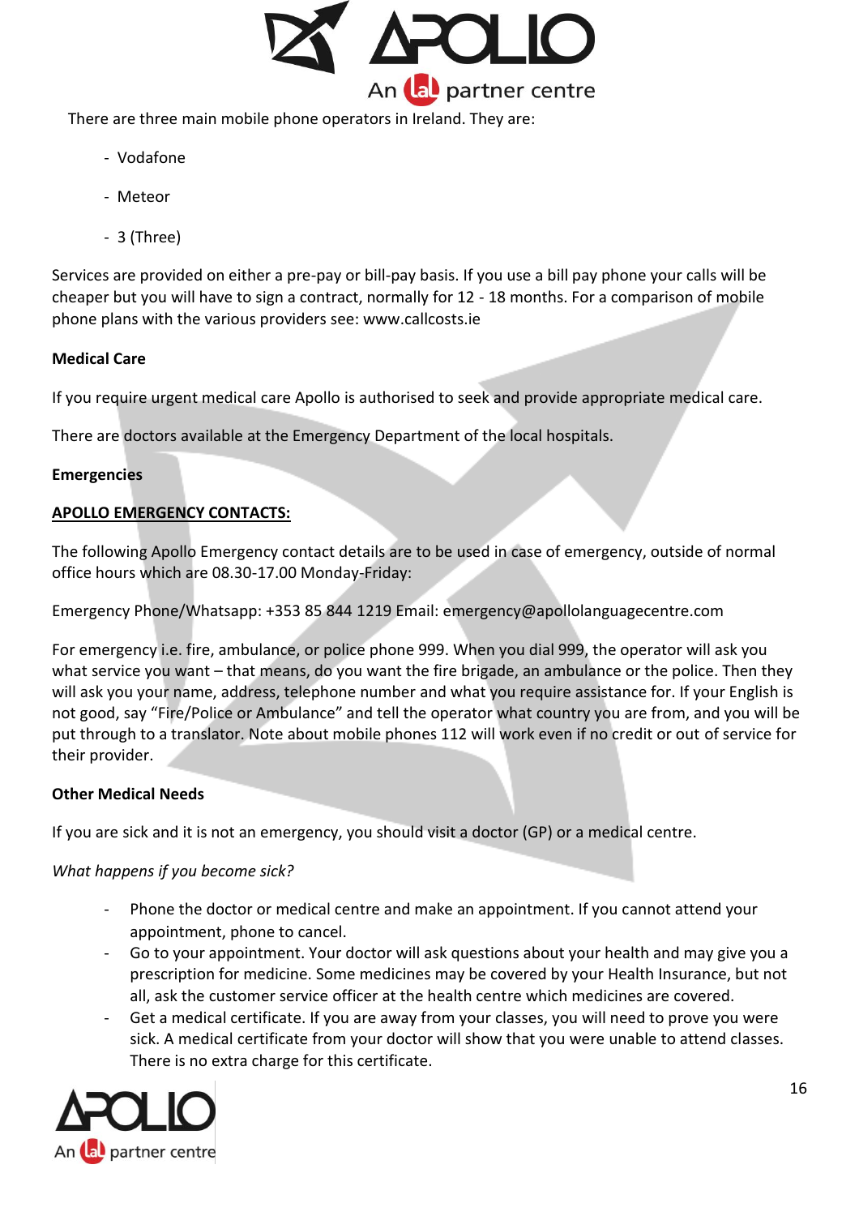There are three main mobile phone operators in Ireland. They are:

- Vodafone
- Meteor
- 3 (Three)

Services are provided on either a pre-pay or bill-pay basis. If you use a bill pay phone your calls will be cheaper but you will have to sign a contract, normally for 12 - 18 months. For a comparison of mobile phone plans with the various providers see: www.callcosts.ie

**Medical Care**

If you require urgent medical care Apollo is authorised to seek and provide appropriate medical care.

There are doctors available at the Emergency Department of the local hospitals.

**Emergencies**

**APOLLO EMERGENCY CONTACTS:**

The following Apollo Emergency contact details are to be used in case of emergency, outside of normal office hours which are 08.30-17.00 Monday-Friday:

Emergency Phone/Whatsapp: +353 85 844 1219 Email: emergency@apollolanguagecentre.com

For emergency i.e. fire, ambulance, or police phone 999. When you dial 999, the operator will ask you what service you want – that means, do you want the fire brigade, an ambulance or the police. Then they will ask you your name, address, telephone number and what you require assistance for. If your English is not good, say "Fire/Police or Ambulance" and tell the operator what country you are from, and you will be put through to a translator. Note about mobile phones 112 will work even if no credit or out of service for their provider.

**Other Medical Needs**

If you are sick and it is not an emergency, you should visit a doctor (GP) or a medical centre.

*What happens if you become sick?*

- Phone the doctor or medical centre and make an appointment. If you cannot attend your appointment, phone to cancel.
- Go to your appointment. Your doctor will ask questions about your health and may give you a prescription for medicine. Some medicines may be covered by your Health Insurance, but not all, ask the customer service officer at the health centre which medicines are covered.
- Get a medical certificate. If you are away from your classes, you will need to prove you were sick. A medical certificate from your doctor will show that you were unable to attend classes. There is no extra charge for this certificate.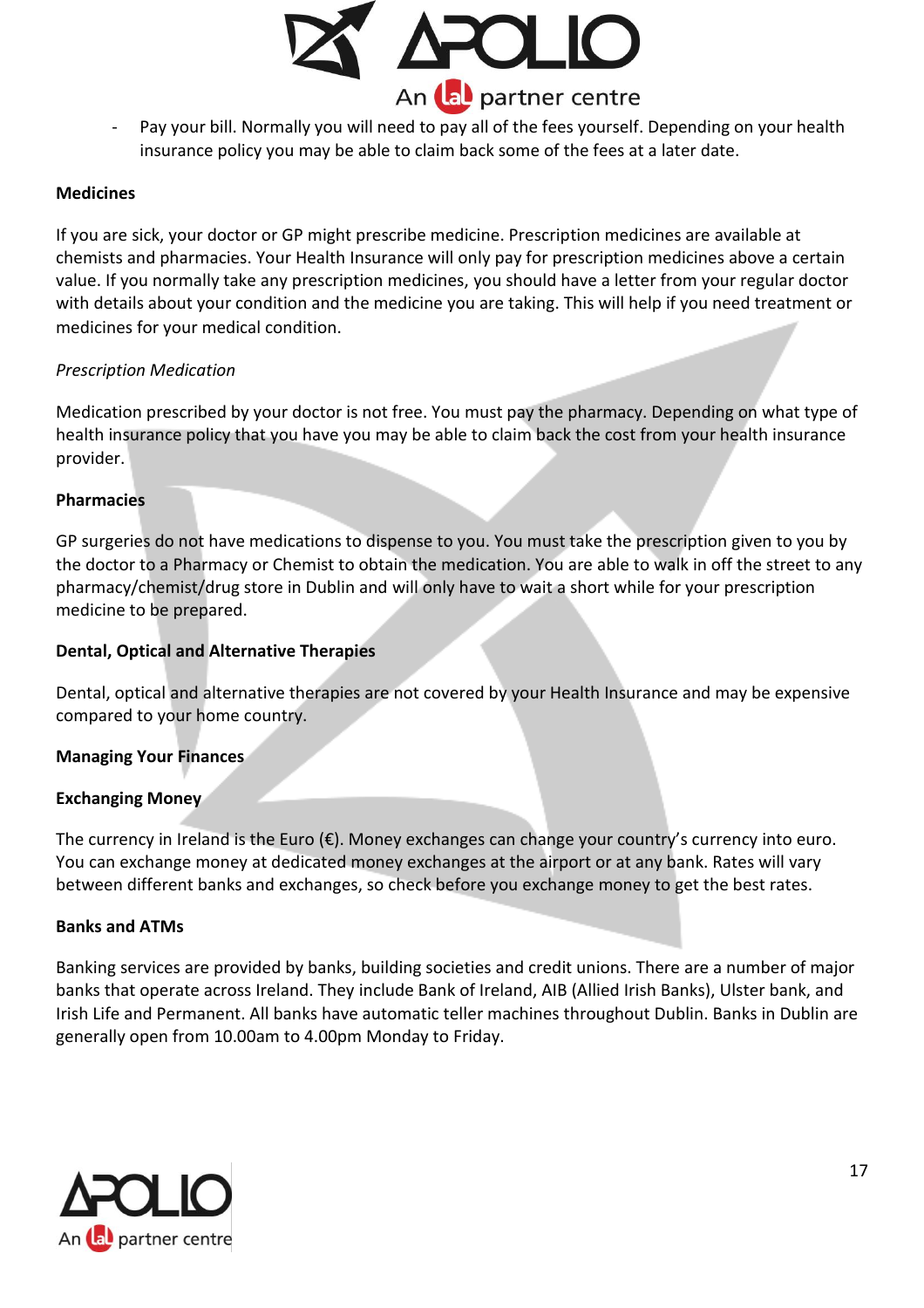- Pay your bill. Normally you will need to pay all of the fees yourself. Depending on your health insurance policy you may be able to claim back some of the fees at a later date.

**Medicines**

If you are sick, your doctor or GP might prescribe medicine. Prescription medicines are available at chemists and pharmacies. Your Health Insurance will only pay for prescription medicines above a certain value. If you normally take any prescription medicines, you should have a letter from your regular doctor with details about your condition and the medicine you are taking. This will help if you need treatment or medicines for your medical condition.

*Prescription Medication*

Medication prescribed by your doctor is not free. You must pay the pharmacy. Depending on what type of health insurance policy that you have you may be able to claim back the cost from your health insurance provider.

**Pharmacies**

GP surgeries do not have medications to dispense to you. You must take the prescription given to you by the doctor to a Pharmacy or Chemist to obtain the medication. You are able to walk in off the street to any pharmacy/chemist/drug store in Dublin and will only have to wait a short while for your prescription medicine to be prepared.

**Dental, Optical and Alternative Therapies**

Dental, optical and alternative therapies are not covered by your Health Insurance and may be expensive compared to your home country.

**Managing Your Finances**

**Exchanging Money**

The currency in Ireland is the Euro (€). Money exchanges can change your country's currency into euro. You can exchange money at dedicated money exchanges at the airport or at any bank. Rates will vary between different banks and exchanges, so check before you exchange money to get the best rates.

**Banks and ATMs**

Banking services are provided by banks, building societies and credit unions. There are a number of major banks that operate across Ireland. They include Bank of Ireland, AIB (Allied Irish Banks), Ulster bank, and Irish Life and Permanent. All banks have automatic teller machines throughout Dublin. Banks in Dublin are generally open from 10.00am to 4.00pm Monday to Friday.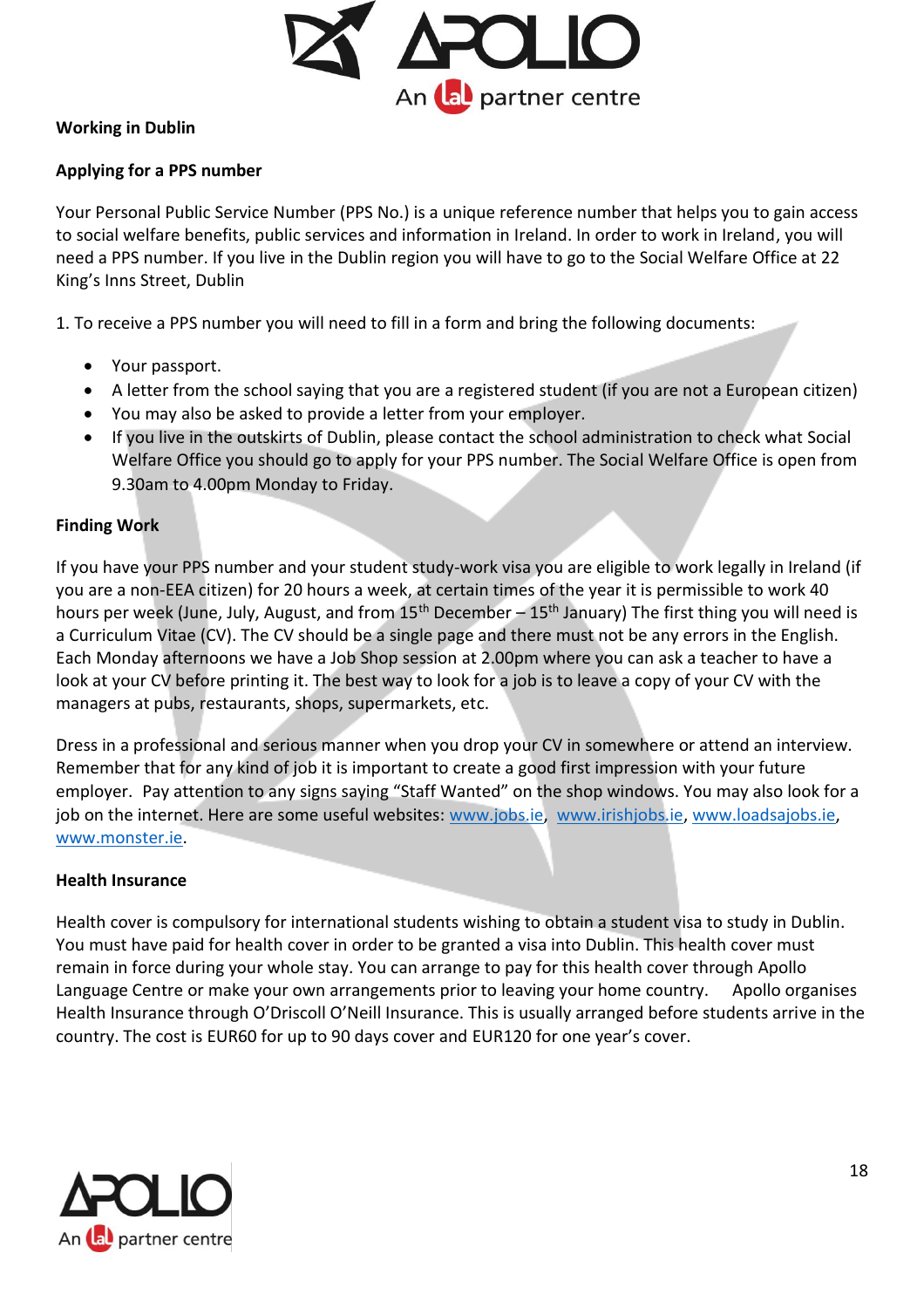## Working in Dublin

### Applying for a PPS number

Your Personal Public Service Number (PPS No.) is a unique reference number that helps you to gain access to social welfare benefits, public services and information in Ireland. In order to work in Ireland, you will need a PPS number. If you live in the Dublin region you will have to go to the Social Welfare Office at 22 King's Inns Street, Dublin

1. To receive a PPS number you will need to fill in a form and bring the following documents:

- Your passport.
- A letter from the school saying that you are a registered student (if you are not a European citizen)
- You may also be asked to provide a letter from your employer.
- If you live in the outskirts of Dublin, please contact the school administration to check what Social Welfare Office you should go to apply for your PPS number. The Social Welfare Office is open from 9.30am to 4.00pm Monday to Friday.

### Finding Work

If you have your PPS number and your student study-work visa you are eligible to work legally in Ireland (if you are a non-EEA citizen) for 20 hours a week, at certain times of the year it is permissible to work 40 hours per week (June, July, August, and from 15th December – 15th January) The first thing you will need is a Curriculum Vitae (CV). The CV should be a single page and there must not be any errors in the English. Each Monday afternoons we have a Job Shop session at 2.00pm where you can ask a teacher to have a look at your CV before printing it. The best way to look for a job is to leave a copy of your CV with the managers at pubs, restaurants, shops, supermarkets, etc.

Dress in a professional and serious manner when you drop your CV in somewhere or attend an interview. Remember that for any kind of job it is important to create a good first impression with your future employer. Pay attention to any signs saying "Staff Wanted" on the shop windows. You may also look for a job on the internet. Here are some useful websites: www.jobs.ie, www.irishjobs.ie, www.loadsajobs.ie, www.monster.ie.

### Health Insurance

Health cover is compulsory for international students wishing to obtain a student visa to study in Dublin. You must have paid for health cover in order to be granted a visa into Dublin. This health cover must remain in force during your whole stay. You can arrange to pay for this health cover through Apollo Language Centre or make your own arrangements prior to leaving your home country. Apollo organises Health Insurance through O'Driscoll O'Neill Insurance. This is usually arranged before students arrive in the country. The cost is EUR60 for up to 90 days cover and EUR120 for one year's cover.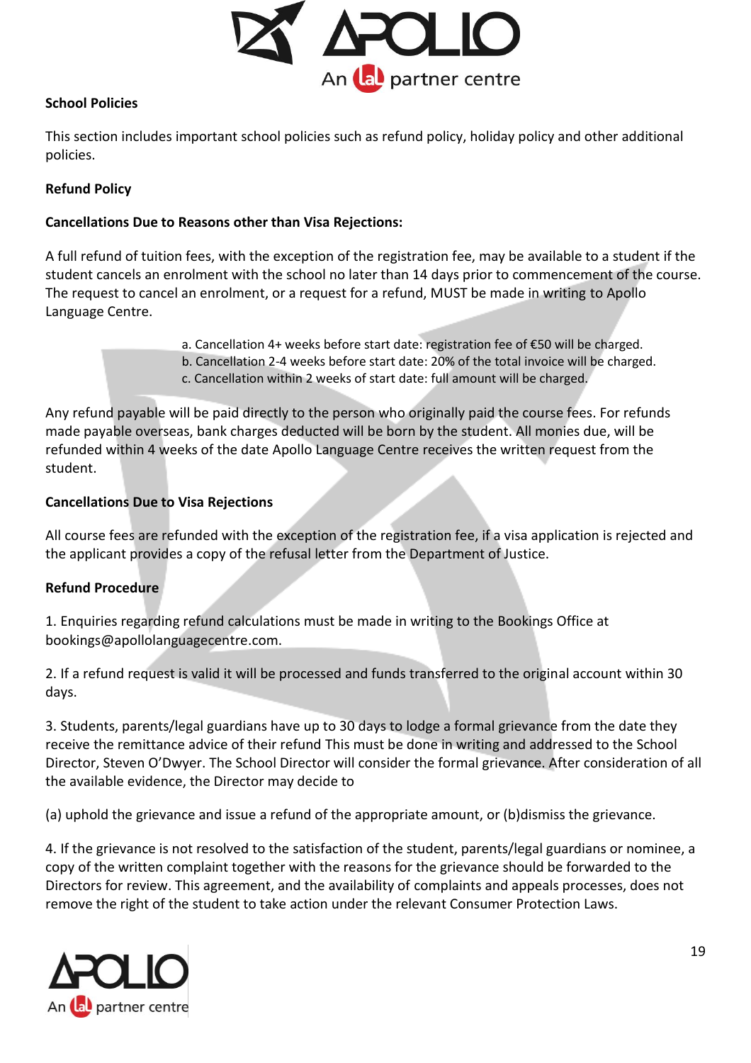**School Policies**

This section includes important school policies such as refund policy, holiday policy and other additional policies.

**Refund Policy**

**Cancellations Due to Reasons other than Visa Rejections:**

A full refund of tuition fees, with the exception of the registration fee, may be available to a student if the student cancels an enrolment with the school no later than 14 days prior to commencement of the course. The request to cancel an enrolment, or a request for a refund, MUST be made in writing to Apollo Language Centre.

a. Cancellation 4+ weeks before start date: registration fee of €50 will be charged.
b. Cancellation 2-4 weeks before start date: 20% of the total invoice will be charged.
c. Cancellation within 2 weeks of start date: full amount will be charged.

Any refund payable will be paid directly to the person who originally paid the course fees. For refunds made payable overseas, bank charges deducted will be born by the student. All monies due, will be refunded within 4 weeks of the date Apollo Language Centre receives the written request from the student.

**Cancellations Due to Visa Rejections**

All course fees are refunded with the exception of the registration fee, if a visa application is rejected and the applicant provides a copy of the refusal letter from the Department of Justice.

**Refund Procedure**

1. Enquiries regarding refund calculations must be made in writing to the Bookings Office at bookings@apollolanguagecentre.com.

2. If a refund request is valid it will be processed and funds transferred to the original account within 30 days.

3. Students, parents/legal guardians have up to 30 days to lodge a formal grievance from the date they receive the remittance advice of their refund This must be done in writing and addressed to the School Director, Steven O'Dwyer. The School Director will consider the formal grievance. After consideration of all the available evidence, the Director may decide to

(a) uphold the grievance and issue a refund of the appropriate amount, or (b)dismiss the grievance.

4. If the grievance is not resolved to the satisfaction of the student, parents/legal guardians or nominee, a copy of the written complaint together with the reasons for the grievance should be forwarded to the Directors for review. This agreement, and the availability of complaints and appeals processes, does not remove the right of the student to take action under the relevant Consumer Protection Laws.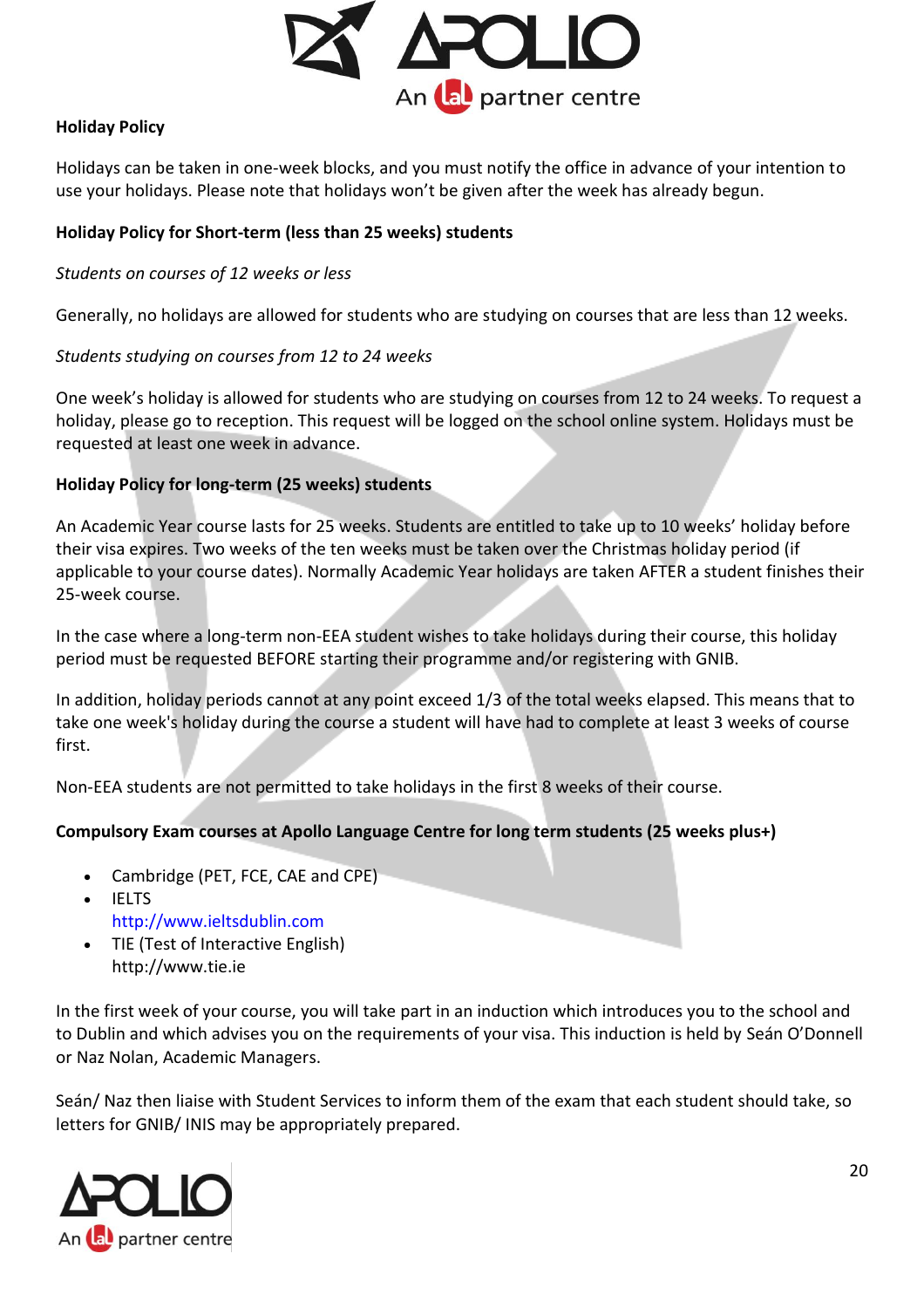**Holiday Policy**

Holidays can be taken in one-week blocks, and you must notify the office in advance of your intention to use your holidays. Please note that holidays won't be given after the week has already begun.

**Holiday Policy for Short-term (less than 25 weeks) students**

*Students on courses of 12 weeks or less*

Generally, no holidays are allowed for students who are studying on courses that are less than 12 weeks.

*Students studying on courses from 12 to 24 weeks*

One week's holiday is allowed for students who are studying on courses from 12 to 24 weeks. To request a holiday, please go to reception. This request will be logged on the school online system. Holidays must be requested at least one week in advance.

**Holiday Policy for long-term (25 weeks) students**

An Academic Year course lasts for 25 weeks. Students are entitled to take up to 10 weeks' holiday before their visa expires. Two weeks of the ten weeks must be taken over the Christmas holiday period (if applicable to your course dates). Normally Academic Year holidays are taken AFTER a student finishes their 25-week course.

In the case where a long-term non-EEA student wishes to take holidays during their course, this holiday period must be requested BEFORE starting their programme and/or registering with GNIB.

In addition, holiday periods cannot at any point exceed 1/3 of the total weeks elapsed. This means that to take one week's holiday during the course a student will have had to complete at least 3 weeks of course first.

Non-EEA students are not permitted to take holidays in the first 8 weeks of their course.

**Compulsory Exam courses at Apollo Language Centre for long term students (25 weeks plus+)**

- Cambridge (PET, FCE, CAE and CPE)
- IELTS
  http://www.ieltsdublin.com
- TIE (Test of Interactive English)
  http://www.tie.ie

In the first week of your course, you will take part in an induction which introduces you to the school and to Dublin and which advises you on the requirements of your visa. This induction is held by Seán O'Donnell or Naz Nolan, Academic Managers.

Seán/ Naz then liaise with Student Services to inform them of the exam that each student should take, so letters for GNIB/ INIS may be appropriately prepared.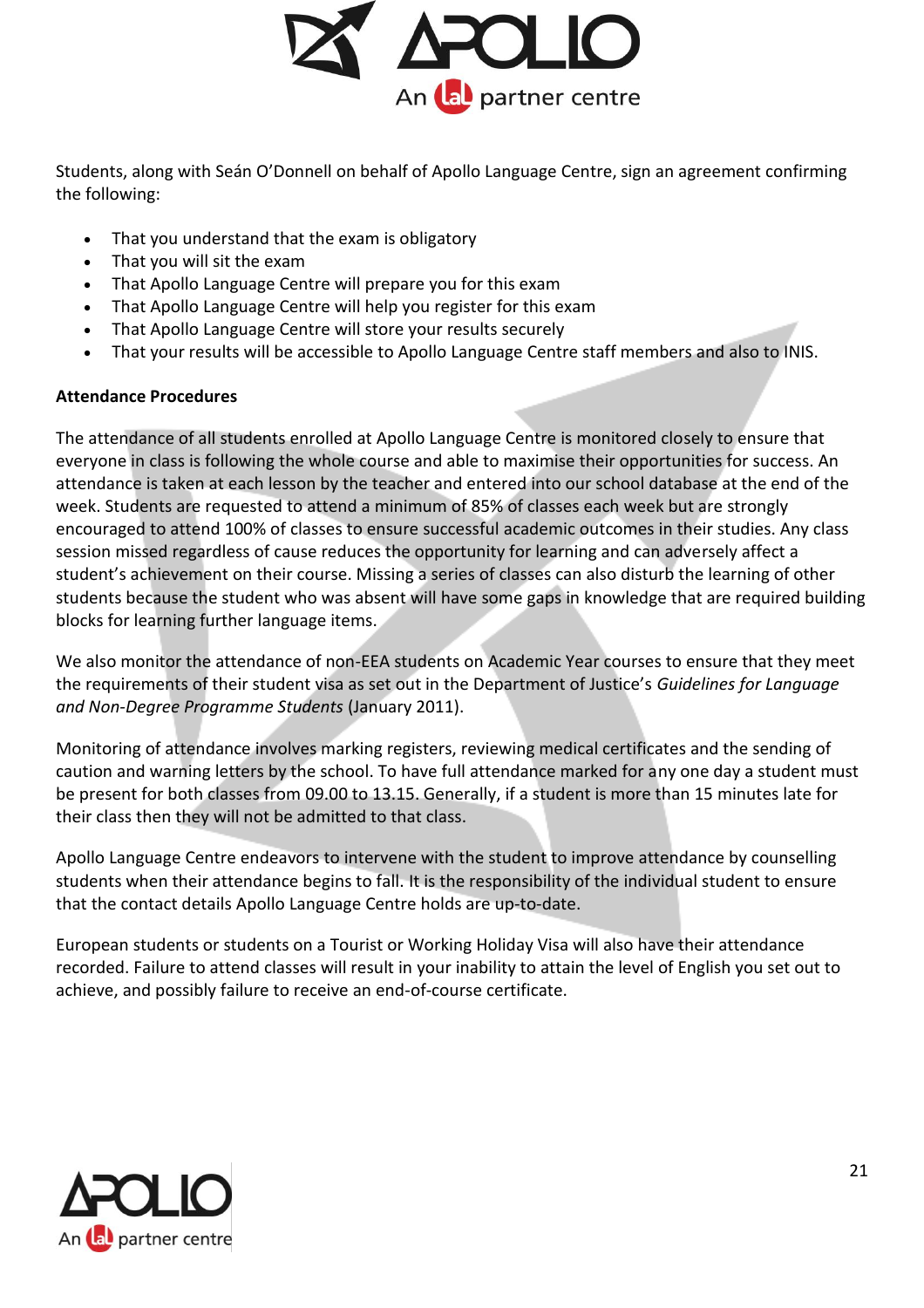Students, along with Seán O'Donnell on behalf of Apollo Language Centre, sign an agreement confirming the following:

- That you understand that the exam is obligatory
- That you will sit the exam
- That Apollo Language Centre will prepare you for this exam
- That Apollo Language Centre will help you register for this exam
- That Apollo Language Centre will store your results securely
- That your results will be accessible to Apollo Language Centre staff members and also to INIS.

**Attendance Procedures**

The attendance of all students enrolled at Apollo Language Centre is monitored closely to ensure that everyone in class is following the whole course and able to maximise their opportunities for success. An attendance is taken at each lesson by the teacher and entered into our school database at the end of the week. Students are requested to attend a minimum of 85% of classes each week but are strongly encouraged to attend 100% of classes to ensure successful academic outcomes in their studies. Any class session missed regardless of cause reduces the opportunity for learning and can adversely affect a student's achievement on their course. Missing a series of classes can also disturb the learning of other students because the student who was absent will have some gaps in knowledge that are required building blocks for learning further language items.

We also monitor the attendance of non-EEA students on Academic Year courses to ensure that they meet the requirements of their student visa as set out in the Department of Justice's *Guidelines for Language and Non-Degree Programme Students* (January 2011).

Monitoring of attendance involves marking registers, reviewing medical certificates and the sending of caution and warning letters by the school. To have full attendance marked for any one day a student must be present for both classes from 09.00 to 13.15. Generally, if a student is more than 15 minutes late for their class then they will not be admitted to that class.

Apollo Language Centre endeavors to intervene with the student to improve attendance by counselling students when their attendance begins to fall. It is the responsibility of the individual student to ensure that the contact details Apollo Language Centre holds are up-to-date.

European students or students on a Tourist or Working Holiday Visa will also have their attendance recorded. Failure to attend classes will result in your inability to attain the level of English you set out to achieve, and possibly failure to receive an end-of-course certificate.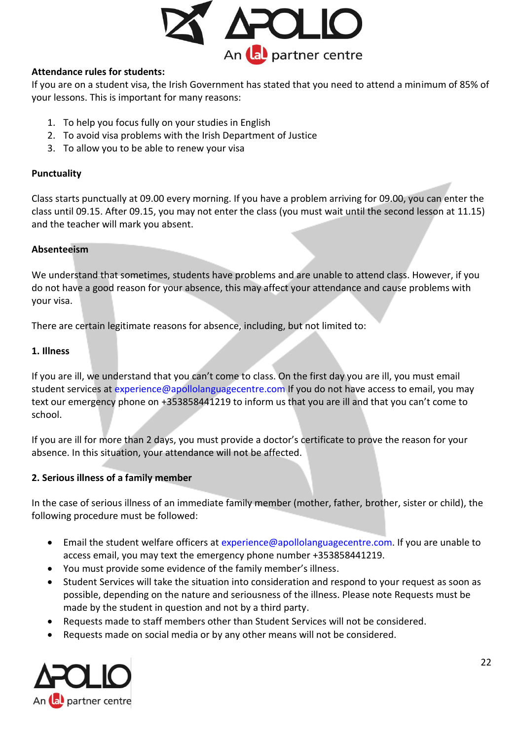**Attendance rules for students:**

If you are on a student visa, the Irish Government has stated that you need to attend a minimum of 85% of your lessons. This is important for many reasons:

1. To help you focus fully on your studies in English
2. To avoid visa problems with the Irish Department of Justice
3. To allow you to be able to renew your visa

**Punctuality**

Class starts punctually at 09.00 every morning. If you have a problem arriving for 09.00, you can enter the class until 09.15. After 09.15, you may not enter the class (you must wait until the second lesson at 11.15) and the teacher will mark you absent.

**Absenteeism**

We understand that sometimes, students have problems and are unable to attend class. However, if you do not have a good reason for your absence, this may affect your attendance and cause problems with your visa.

There are certain legitimate reasons for absence, including, but not limited to:

**1. Illness**

If you are ill, we understand that you can't come to class. On the first day you are ill, you must email student services at experience@apollolanguagecentre.com If you do not have access to email, you may text our emergency phone on +353858441219 to inform us that you are ill and that you can't come to school.

If you are ill for more than 2 days, you must provide a doctor's certificate to prove the reason for your absence. In this situation, your attendance will not be affected.

**2. Serious illness of a family member**

In the case of serious illness of an immediate family member (mother, father, brother, sister or child), the following procedure must be followed:

- Email the student welfare officers at experience@apollolanguagecentre.com. If you are unable to access email, you may text the emergency phone number +353858441219.
- You must provide some evidence of the family member's illness.
- Student Services will take the situation into consideration and respond to your request as soon as possible, depending on the nature and seriousness of the illness. Please note Requests must be made by the student in question and not by a third party.
- Requests made to staff members other than Student Services will not be considered.
- Requests made on social media or by any other means will not be considered.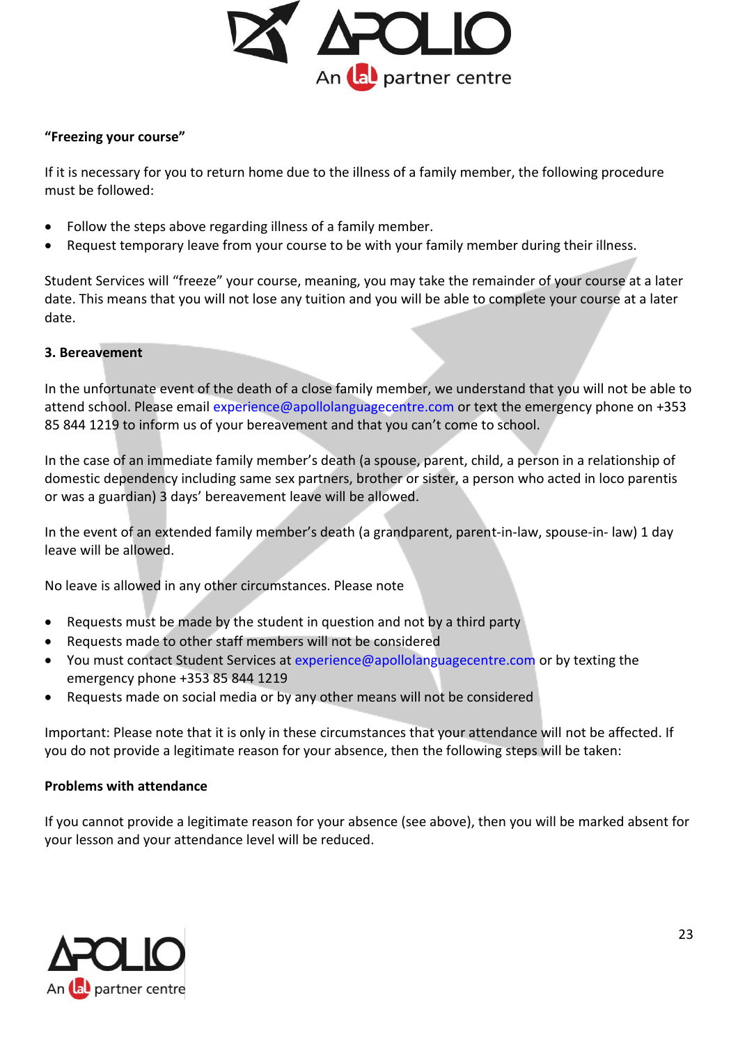**"Freezing your course"**

If it is necessary for you to return home due to the illness of a family member, the following procedure must be followed:

- Follow the steps above regarding illness of a family member.
- Request temporary leave from your course to be with your family member during their illness.

Student Services will "freeze" your course, meaning, you may take the remainder of your course at a later date. This means that you will not lose any tuition and you will be able to complete your course at a later date.

**3. Bereavement**

In the unfortunate event of the death of a close family member, we understand that you will not be able to attend school. Please email experience@apollolanguagecentre.com or text the emergency phone on +353 85 844 1219 to inform us of your bereavement and that you can't come to school.

In the case of an immediate family member's death (a spouse, parent, child, a person in a relationship of domestic dependency including same sex partners, brother or sister, a person who acted in loco parentis or was a guardian) 3 days' bereavement leave will be allowed.

In the event of an extended family member's death (a grandparent, parent-in-law, spouse-in- law) 1 day leave will be allowed.

No leave is allowed in any other circumstances. Please note

- Requests must be made by the student in question and not by a third party
- Requests made to other staff members will not be considered
- You must contact Student Services at experience@apollolanguagecentre.com or by texting the emergency phone +353 85 844 1219
- Requests made on social media or by any other means will not be considered

Important: Please note that it is only in these circumstances that your attendance will not be affected. If you do not provide a legitimate reason for your absence, then the following steps will be taken:

**Problems with attendance**

If you cannot provide a legitimate reason for your absence (see above), then you will be marked absent for your lesson and your attendance level will be reduced.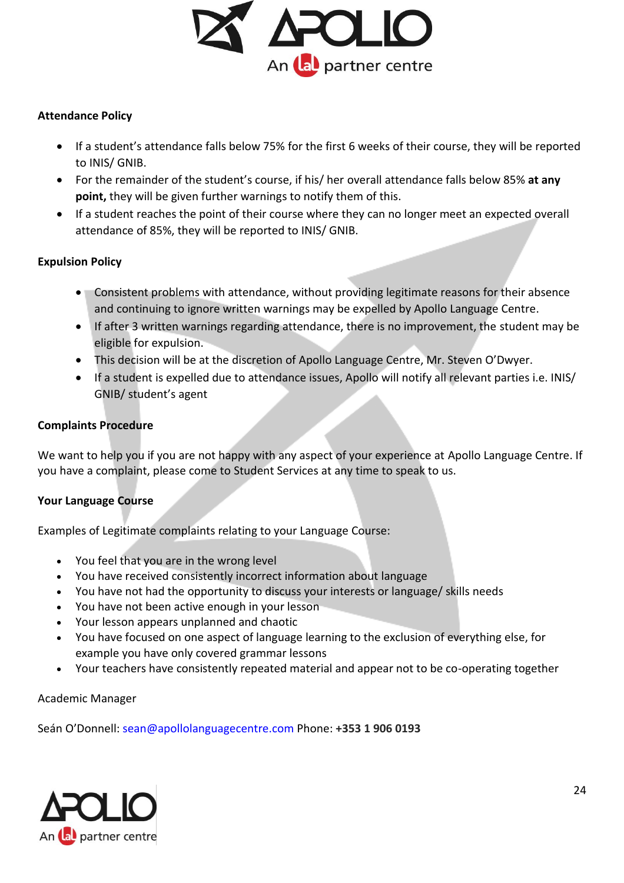**Attendance Policy**

- If a student's attendance falls below 75% for the first 6 weeks of their course, they will be reported to INIS/ GNIB.
- For the remainder of the student's course, if his/ her overall attendance falls below 85% **at any point,** they will be given further warnings to notify them of this.
- If a student reaches the point of their course where they can no longer meet an expected overall attendance of 85%, they will be reported to INIS/ GNIB.

**Expulsion Policy**

- Consistent problems with attendance, without providing legitimate reasons for their absence and continuing to ignore written warnings may be expelled by Apollo Language Centre.
- If after 3 written warnings regarding attendance, there is no improvement, the student may be eligible for expulsion.
- This decision will be at the discretion of Apollo Language Centre, Mr. Steven O'Dwyer.
- If a student is expelled due to attendance issues, Apollo will notify all relevant parties i.e. INIS/ GNIB/ student's agent

**Complaints Procedure**

We want to help you if you are not happy with any aspect of your experience at Apollo Language Centre. If you have a complaint, please come to Student Services at any time to speak to us.

**Your Language Course**

Examples of Legitimate complaints relating to your Language Course:

- You feel that you are in the wrong level
- You have received consistently incorrect information about language
- You have not had the opportunity to discuss your interests or language/ skills needs
- You have not been active enough in your lesson
- Your lesson appears unplanned and chaotic
- You have focused on one aspect of language learning to the exclusion of everything else, for example you have only covered grammar lessons
- Your teachers have consistently repeated material and appear not to be co-operating together

Academic Manager

Seán O'Donnell: sean@apollolanguagecentre.com Phone: **+353 1 906 0193**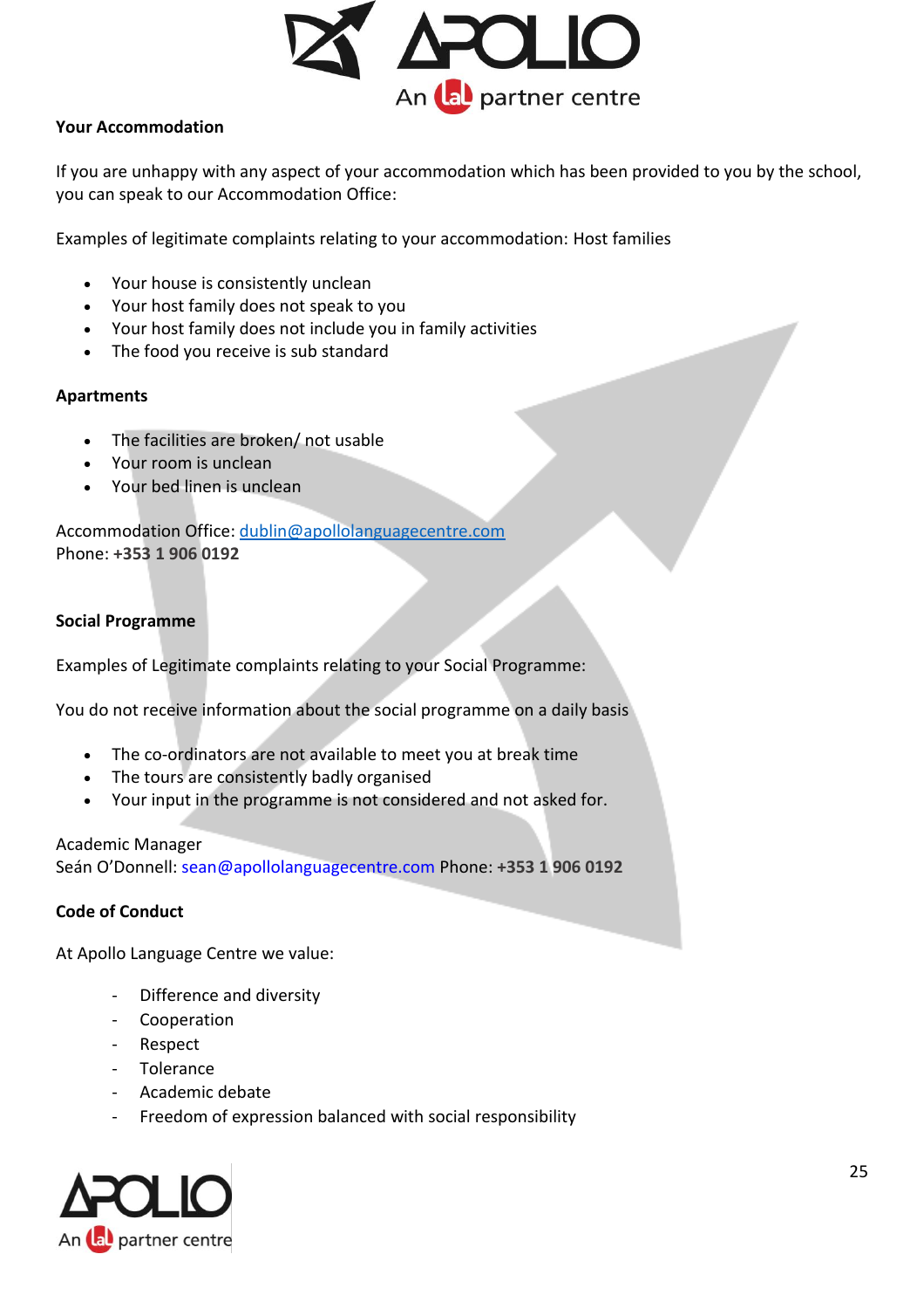**Your Accommodation**

If you are unhappy with any aspect of your accommodation which has been provided to you by the school, you can speak to our Accommodation Office:

Examples of legitimate complaints relating to your accommodation: Host families

- Your house is consistently unclean
- Your host family does not speak to you
- Your host family does not include you in family activities
- The food you receive is sub standard

**Apartments**

- The facilities are broken/ not usable
- Your room is unclean
- Your bed linen is unclean

Accommodation Office: dublin@apollolanguagecentre.com
Phone: **+353 1 906 0192**

**Social Programme**

Examples of Legitimate complaints relating to your Social Programme:

You do not receive information about the social programme on a daily basis

- The co-ordinators are not available to meet you at break time
- The tours are consistently badly organised
- Your input in the programme is not considered and not asked for.

Academic Manager
Seán O'Donnell: sean@apollolanguagecentre.com Phone: **+353 1 906 0192**

**Code of Conduct**

At Apollo Language Centre we value:

- Difference and diversity
- Cooperation
- Respect
- Tolerance
- Academic debate
- Freedom of expression balanced with social responsibility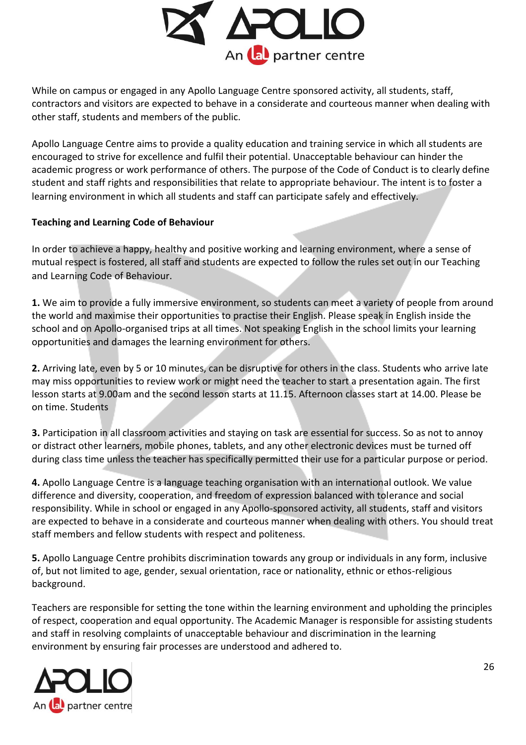While on campus or engaged in any Apollo Language Centre sponsored activity, all students, staff, contractors and visitors are expected to behave in a considerate and courteous manner when dealing with other staff, students and members of the public.

Apollo Language Centre aims to provide a quality education and training service in which all students are encouraged to strive for excellence and fulfil their potential. Unacceptable behaviour can hinder the academic progress or work performance of others. The purpose of the Code of Conduct is to clearly define student and staff rights and responsibilities that relate to appropriate behaviour. The intent is to foster a learning environment in which all students and staff can participate safely and effectively.

**Teaching and Learning Code of Behaviour**

In order to achieve a happy, healthy and positive working and learning environment, where a sense of mutual respect is fostered, all staff and students are expected to follow the rules set out in our Teaching and Learning Code of Behaviour.

**1.** We aim to provide a fully immersive environment, so students can meet a variety of people from around the world and maximise their opportunities to practise their English. Please speak in English inside the school and on Apollo-organised trips at all times. Not speaking English in the school limits your learning opportunities and damages the learning environment for others.

**2.** Arriving late, even by 5 or 10 minutes, can be disruptive for others in the class. Students who arrive late may miss opportunities to review work or might need the teacher to start a presentation again. The first lesson starts at 9.00am and the second lesson starts at 11.15. Afternoon classes start at 14.00. Please be on time. Students

**3.** Participation in all classroom activities and staying on task are essential for success. So as not to annoy or distract other learners, mobile phones, tablets, and any other electronic devices must be turned off during class time unless the teacher has specifically permitted their use for a particular purpose or period.

**4.** Apollo Language Centre is a language teaching organisation with an international outlook. We value difference and diversity, cooperation, and freedom of expression balanced with tolerance and social responsibility. While in school or engaged in any Apollo-sponsored activity, all students, staff and visitors are expected to behave in a considerate and courteous manner when dealing with others. You should treat staff members and fellow students with respect and politeness.

**5.** Apollo Language Centre prohibits discrimination towards any group or individuals in any form, inclusive of, but not limited to age, gender, sexual orientation, race or nationality, ethnic or ethos-religious background.

Teachers are responsible for setting the tone within the learning environment and upholding the principles of respect, cooperation and equal opportunity. The Academic Manager is responsible for assisting students and staff in resolving complaints of unacceptable behaviour and discrimination in the learning environment by ensuring fair processes are understood and adhered to.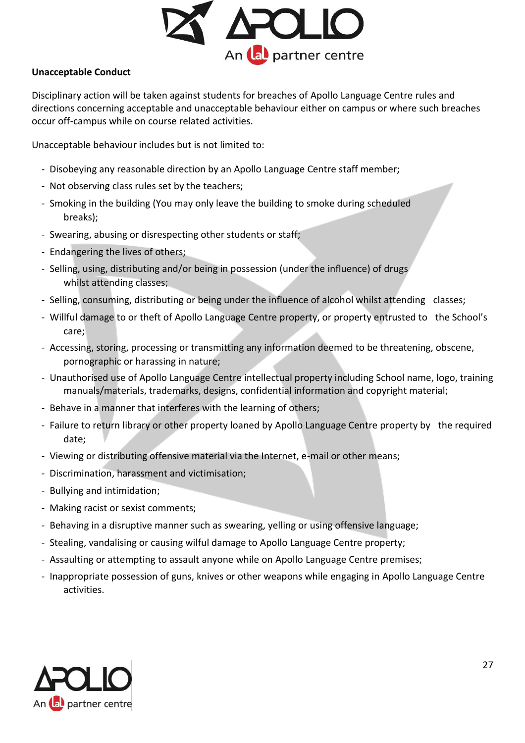**Unacceptable Conduct**

Disciplinary action will be taken against students for breaches of Apollo Language Centre rules and directions concerning acceptable and unacceptable behaviour either on campus or where such breaches occur off-campus while on course related activities.

Unacceptable behaviour includes but is not limited to:

- Disobeying any reasonable direction by an Apollo Language Centre staff member;
- Not observing class rules set by the teachers;
- Smoking in the building (You may only leave the building to smoke during scheduled breaks);
- Swearing, abusing or disrespecting other students or staff;
- Endangering the lives of others;
- Selling, using, distributing and/or being in possession (under the influence) of drugs whilst attending classes;
- Selling, consuming, distributing or being under the influence of alcohol whilst attending classes;
- Willful damage to or theft of Apollo Language Centre property, or property entrusted to the School's care;
- Accessing, storing, processing or transmitting any information deemed to be threatening, obscene, pornographic or harassing in nature;
- Unauthorised use of Apollo Language Centre intellectual property including School name, logo, training manuals/materials, trademarks, designs, confidential information and copyright material;
- Behave in a manner that interferes with the learning of others;
- Failure to return library or other property loaned by Apollo Language Centre property by the required date;
- Viewing or distributing offensive material via the Internet, e-mail or other means;
- Discrimination, harassment and victimisation;
- Bullying and intimidation;
- Making racist or sexist comments;
- Behaving in a disruptive manner such as swearing, yelling or using offensive language;
- Stealing, vandalising or causing wilful damage to Apollo Language Centre property;
- Assaulting or attempting to assault anyone while on Apollo Language Centre premises;
- Inappropriate possession of guns, knives or other weapons while engaging in Apollo Language Centre activities.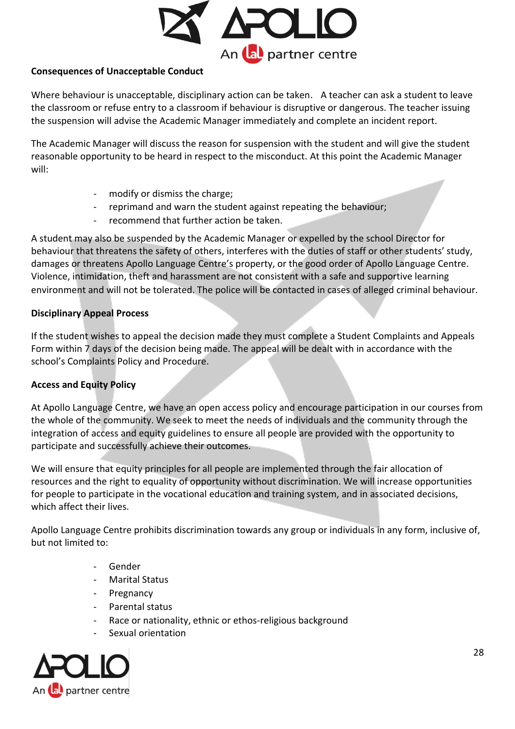**Consequences of Unacceptable Conduct**

Where behaviour is unacceptable, disciplinary action can be taken. A teacher can ask a student to leave the classroom or refuse entry to a classroom if behaviour is disruptive or dangerous. The teacher issuing the suspension will advise the Academic Manager immediately and complete an incident report.

The Academic Manager will discuss the reason for suspension with the student and will give the student reasonable opportunity to be heard in respect to the misconduct. At this point the Academic Manager will:

- modify or dismiss the charge;
- reprimand and warn the student against repeating the behaviour;
- recommend that further action be taken.

A student may also be suspended by the Academic Manager or expelled by the school Director for behaviour that threatens the safety of others, interferes with the duties of staff or other students' study, damages or threatens Apollo Language Centre's property, or the good order of Apollo Language Centre. Violence, intimidation, theft and harassment are not consistent with a safe and supportive learning environment and will not be tolerated. The police will be contacted in cases of alleged criminal behaviour.

**Disciplinary Appeal Process**

If the student wishes to appeal the decision made they must complete a Student Complaints and Appeals Form within 7 days of the decision being made. The appeal will be dealt with in accordance with the school's Complaints Policy and Procedure.

**Access and Equity Policy**

At Apollo Language Centre, we have an open access policy and encourage participation in our courses from the whole of the community. We seek to meet the needs of individuals and the community through the integration of access and equity guidelines to ensure all people are provided with the opportunity to participate and successfully achieve their outcomes.

We will ensure that equity principles for all people are implemented through the fair allocation of resources and the right to equality of opportunity without discrimination. We will increase opportunities for people to participate in the vocational education and training system, and in associated decisions, which affect their lives.

Apollo Language Centre prohibits discrimination towards any group or individuals in any form, inclusive of, but not limited to:

- Gender
- Marital Status
- Pregnancy
- Parental status
- Race or nationality, ethnic or ethos-religious background
- Sexual orientation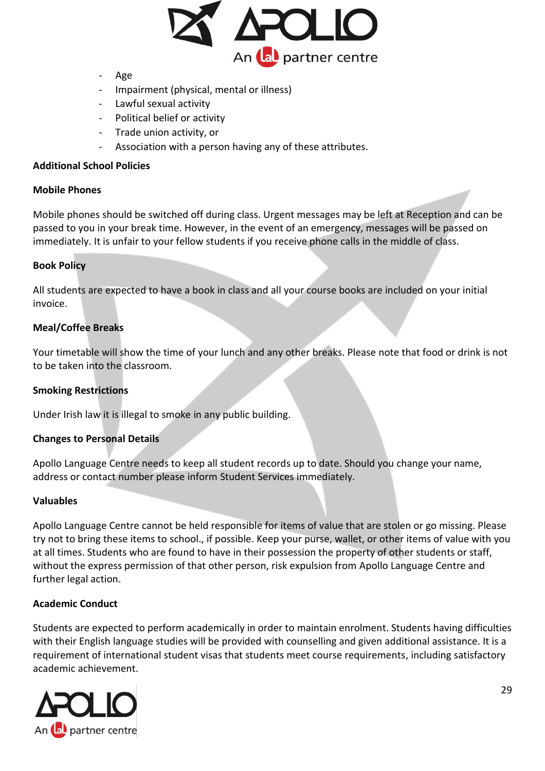- Age
- Impairment (physical, mental or illness)
- Lawful sexual activity
- Political belief or activity
- Trade union activity, or
- Association with a person having any of these attributes.

**Additional School Policies**

**Mobile Phones**

Mobile phones should be switched off during class. Urgent messages may be left at Reception and can be passed to you in your break time. However, in the event of an emergency, messages will be passed on immediately. It is unfair to your fellow students if you receive phone calls in the middle of class.

**Book Policy**

All students are expected to have a book in class and all your course books are included on your initial invoice.

**Meal/Coffee Breaks**

Your timetable will show the time of your lunch and any other breaks. Please note that food or drink is not to be taken into the classroom.

**Smoking Restrictions**

Under Irish law it is illegal to smoke in any public building.

**Changes to Personal Details**

Apollo Language Centre needs to keep all student records up to date. Should you change your name, address or contact number please inform Student Services immediately.

**Valuables**

Apollo Language Centre cannot be held responsible for items of value that are stolen or go missing. Please try not to bring these items to school., if possible. Keep your purse, wallet, or other items of value with you at all times. Students who are found to have in their possession the property of other students or staff, without the express permission of that other person, risk expulsion from Apollo Language Centre and further legal action.

**Academic Conduct**

Students are expected to perform academically in order to maintain enrolment. Students having difficulties with their English language studies will be provided with counselling and given additional assistance. It is a requirement of international student visas that students meet course requirements, including satisfactory academic achievement.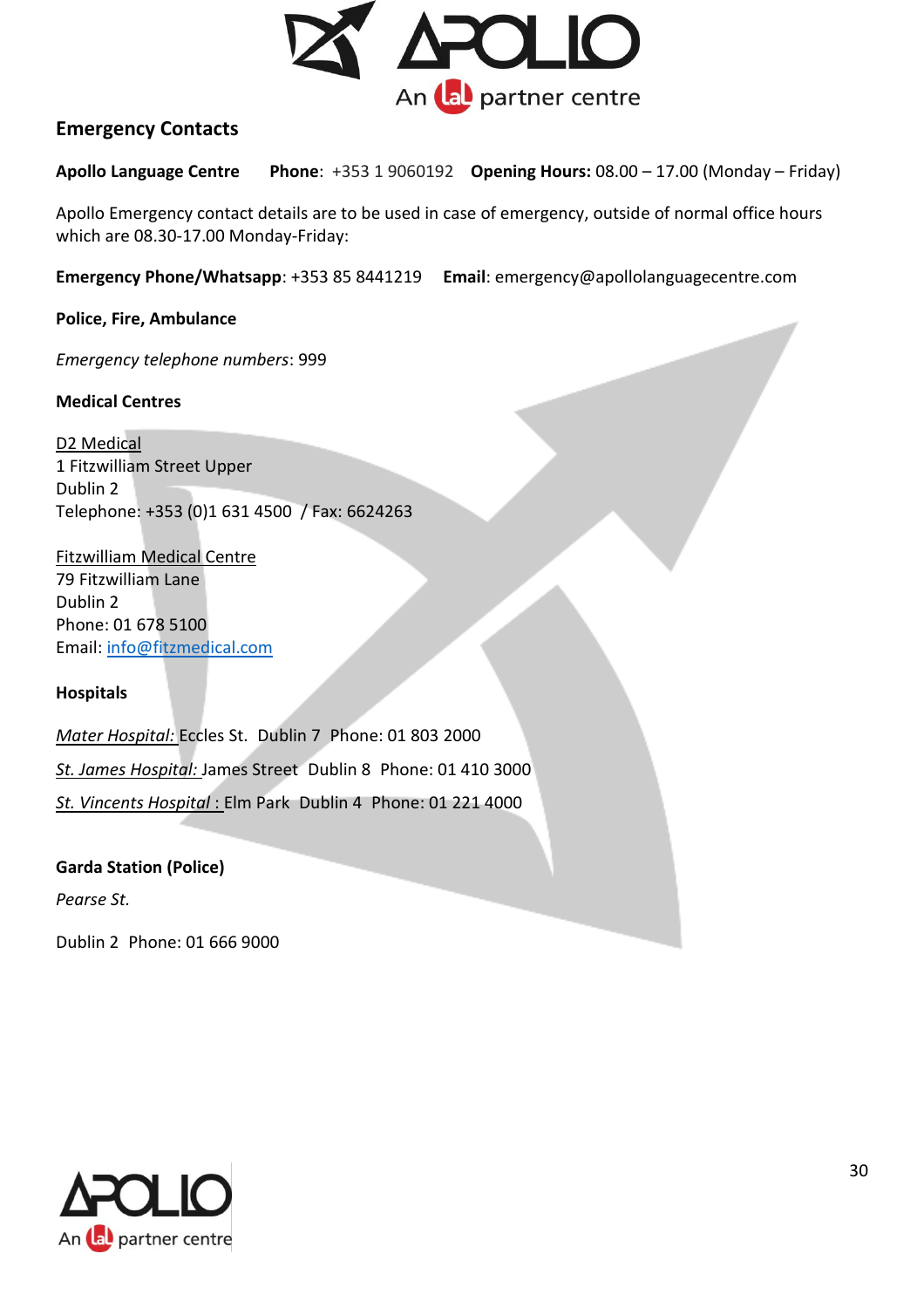## Emergency Contacts

**Apollo Language Centre** **Phone**: +353 1 9060192 **Opening Hours:** 08.00 – 17.00 (Monday – Friday)

Apollo Emergency contact details are to be used in case of emergency, outside of normal office hours which are 08.30-17.00 Monday-Friday:

**Emergency Phone/Whatsapp**: +353 85 8441219 **Email**: emergency@apollolanguagecentre.com

**Police, Fire, Ambulance**

*Emergency telephone numbers*: 999

**Medical Centres**

D2 Medical
1 Fitzwilliam Street Upper
Dublin 2
Telephone: +353 (0)1 631 4500 / Fax: 6624263

Fitzwilliam Medical Centre
79 Fitzwilliam Lane
Dublin 2
Phone: 01 678 5100
Email: info@fitzmedical.com

**Hospitals**

*Mater Hospital:* Eccles St. Dublin 7 Phone: 01 803 2000

*St. James Hospital:* James Street Dublin 8 Phone: 01 410 3000

*St. Vincents Hospital* : Elm Park Dublin 4 Phone: 01 221 4000

**Garda Station (Police)**

*Pearse St.*

Dublin 2 Phone: 01 666 9000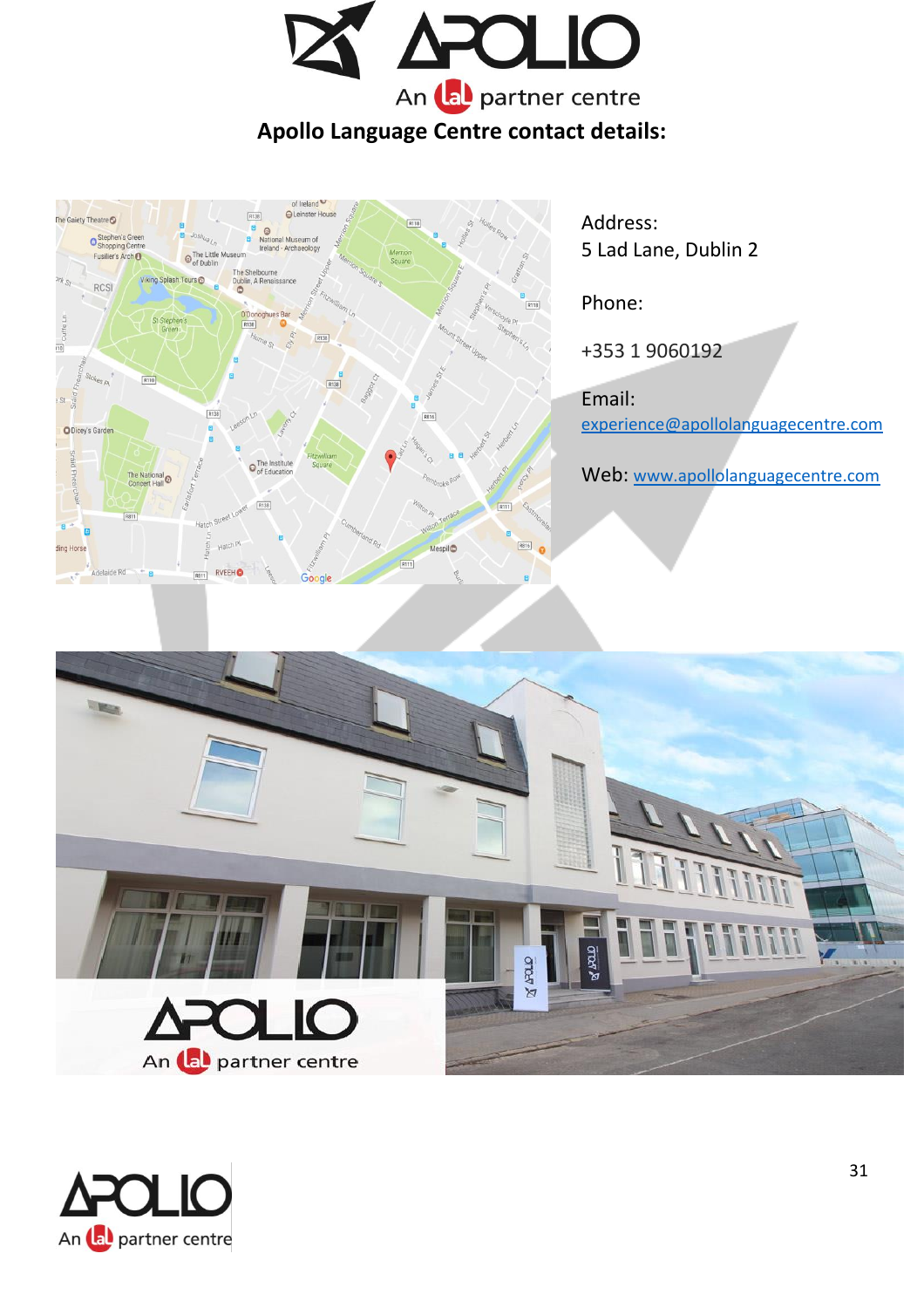**Apollo Language Centre contact details:**

Address:
5 Lad Lane, Dublin 2

Phone:

+353 1 9060192

Email:
experience@apollolanguagecentre.com

Web: www.apollolanguagecentre.com